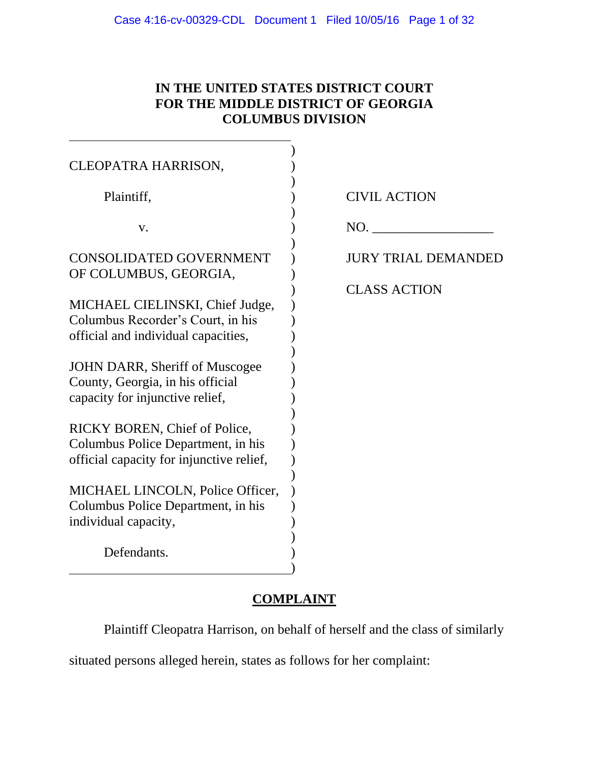**IN THE UNITED STATES DISTRICT COURT FOR THE MIDDLE DISTRICT OF GEORGIA COLUMBUS DIVISION**

| | |
|---|---|
| CLEOPATRA HARRISON,<br><br>Plaintiff,<br><br>v.<br><br>CONSOLIDATED GOVERNMENT OF COLUMBUS, GEORGIA,<br><br>MICHAEL CIELINSKI, Chief Judge, Columbus Recorder's Court, in his official and individual capacities,<br><br>JOHN DARR, Sheriff of Muscogee County, Georgia, in his official capacity for injunctive relief,<br><br>RICKY BOREN, Chief of Police, Columbus Police Department, in his official capacity for injunctive relief,<br><br>MICHAEL LINCOLN, Police Officer, Columbus Police Department, in his individual capacity,<br><br>Defendants. | CIVIL ACTION<br><br>NO. __________________<br><br>JURY TRIAL DEMANDED<br><br>CLASS ACTION |

## COMPLAINT

Plaintiff Cleopatra Harrison, on behalf of herself and the class of similarly situated persons alleged herein, states as follows for her complaint: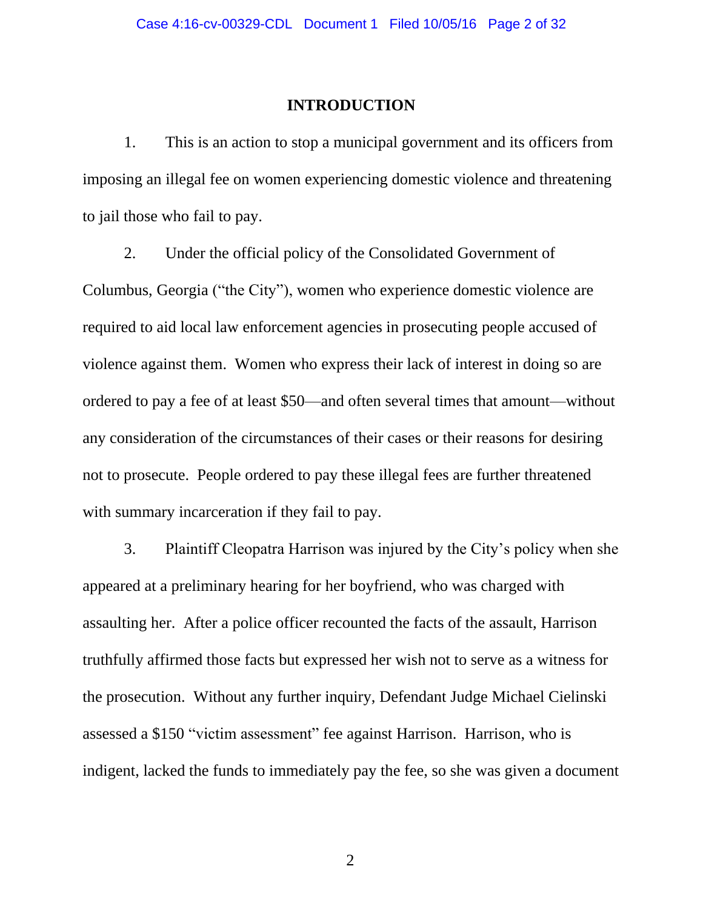## INTRODUCTION

1. This is an action to stop a municipal government and its officers from imposing an illegal fee on women experiencing domestic violence and threatening to jail those who fail to pay.

2. Under the official policy of the Consolidated Government of Columbus, Georgia ("the City"), women who experience domestic violence are required to aid local law enforcement agencies in prosecuting people accused of violence against them. Women who express their lack of interest in doing so are ordered to pay a fee of at least $50—and often several times that amount—without any consideration of the circumstances of their cases or their reasons for desiring not to prosecute. People ordered to pay these illegal fees are further threatened with summary incarceration if they fail to pay.

3. Plaintiff Cleopatra Harrison was injured by the City's policy when she appeared at a preliminary hearing for her boyfriend, who was charged with assaulting her. After a police officer recounted the facts of the assault, Harrison truthfully affirmed those facts but expressed her wish not to serve as a witness for the prosecution. Without any further inquiry, Defendant Judge Michael Cielinski assessed a $150 "victim assessment" fee against Harrison. Harrison, who is indigent, lacked the funds to immediately pay the fee, so she was given a document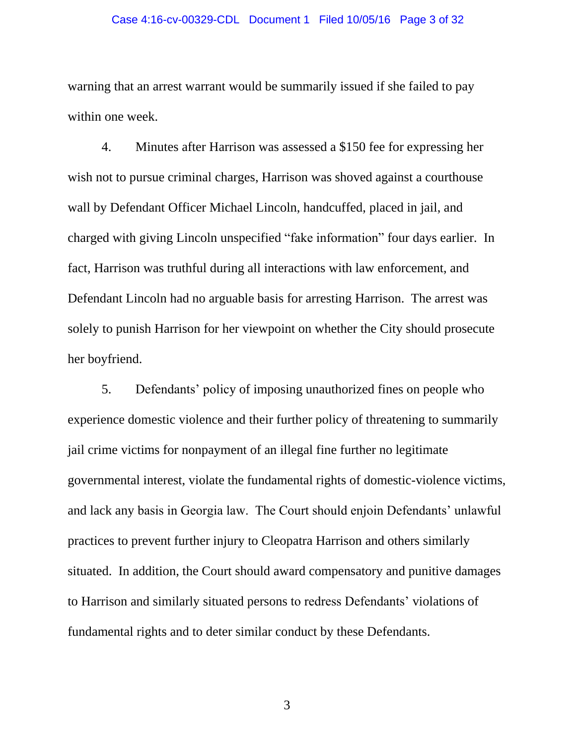warning that an arrest warrant would be summarily issued if she failed to pay within one week.

4. Minutes after Harrison was assessed a $150 fee for expressing her wish not to pursue criminal charges, Harrison was shoved against a courthouse wall by Defendant Officer Michael Lincoln, handcuffed, placed in jail, and charged with giving Lincoln unspecified "fake information" four days earlier. In fact, Harrison was truthful during all interactions with law enforcement, and Defendant Lincoln had no arguable basis for arresting Harrison. The arrest was solely to punish Harrison for her viewpoint on whether the City should prosecute her boyfriend.

5. Defendants' policy of imposing unauthorized fines on people who experience domestic violence and their further policy of threatening to summarily jail crime victims for nonpayment of an illegal fine further no legitimate governmental interest, violate the fundamental rights of domestic-violence victims, and lack any basis in Georgia law. The Court should enjoin Defendants' unlawful practices to prevent further injury to Cleopatra Harrison and others similarly situated. In addition, the Court should award compensatory and punitive damages to Harrison and similarly situated persons to redress Defendants' violations of fundamental rights and to deter similar conduct by these Defendants.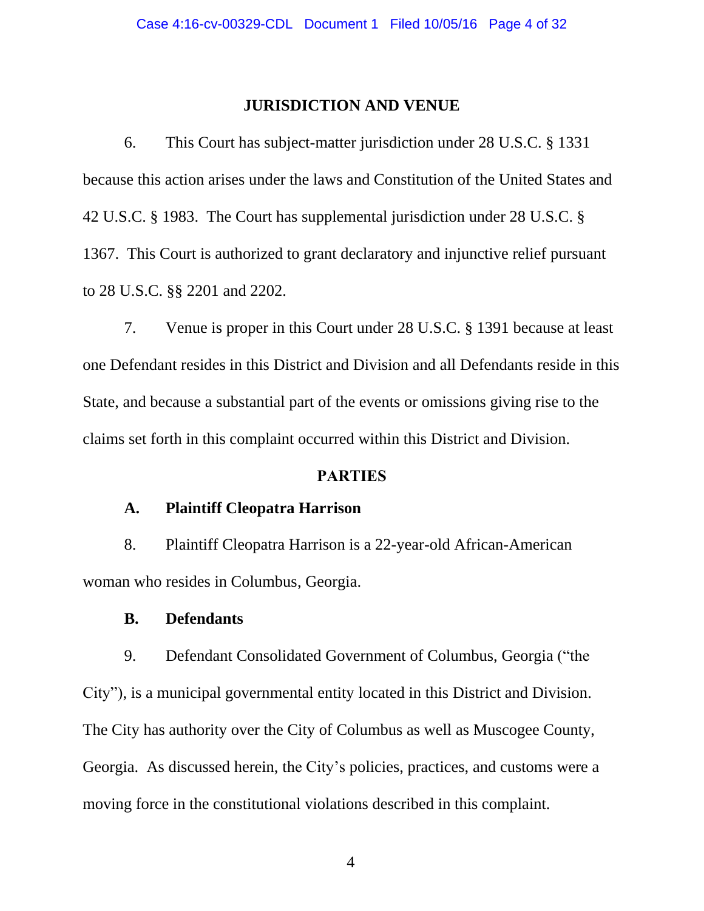## JURISDICTION AND VENUE

6. This Court has subject-matter jurisdiction under 28 U.S.C. § 1331 because this action arises under the laws and Constitution of the United States and 42 U.S.C. § 1983. The Court has supplemental jurisdiction under 28 U.S.C. § 1367. This Court is authorized to grant declaratory and injunctive relief pursuant to 28 U.S.C. §§ 2201 and 2202.

7. Venue is proper in this Court under 28 U.S.C. § 1391 because at least one Defendant resides in this District and Division and all Defendants reside in this State, and because a substantial part of the events or omissions giving rise to the claims set forth in this complaint occurred within this District and Division.

## PARTIES

### A. Plaintiff Cleopatra Harrison

8. Plaintiff Cleopatra Harrison is a 22-year-old African-American woman who resides in Columbus, Georgia.

### B. Defendants

9. Defendant Consolidated Government of Columbus, Georgia ("the City"), is a municipal governmental entity located in this District and Division. The City has authority over the City of Columbus as well as Muscogee County, Georgia. As discussed herein, the City's policies, practices, and customs were a moving force in the constitutional violations described in this complaint.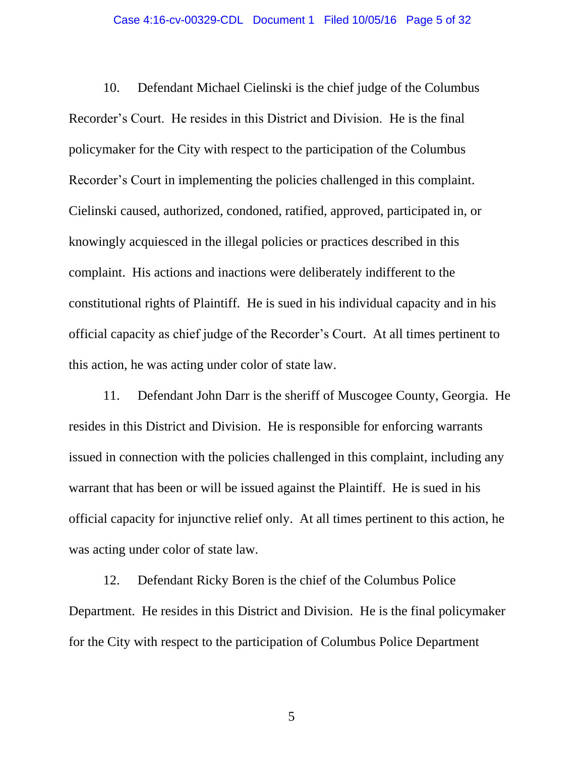10. Defendant Michael Cielinski is the chief judge of the Columbus Recorder's Court. He resides in this District and Division. He is the final policymaker for the City with respect to the participation of the Columbus Recorder's Court in implementing the policies challenged in this complaint. Cielinski caused, authorized, condoned, ratified, approved, participated in, or knowingly acquiesced in the illegal policies or practices described in this complaint. His actions and inactions were deliberately indifferent to the constitutional rights of Plaintiff. He is sued in his individual capacity and in his official capacity as chief judge of the Recorder's Court. At all times pertinent to this action, he was acting under color of state law.

11. Defendant John Darr is the sheriff of Muscogee County, Georgia. He resides in this District and Division. He is responsible for enforcing warrants issued in connection with the policies challenged in this complaint, including any warrant that has been or will be issued against the Plaintiff. He is sued in his official capacity for injunctive relief only. At all times pertinent to this action, he was acting under color of state law.

12. Defendant Ricky Boren is the chief of the Columbus Police Department. He resides in this District and Division. He is the final policymaker for the City with respect to the participation of Columbus Police Department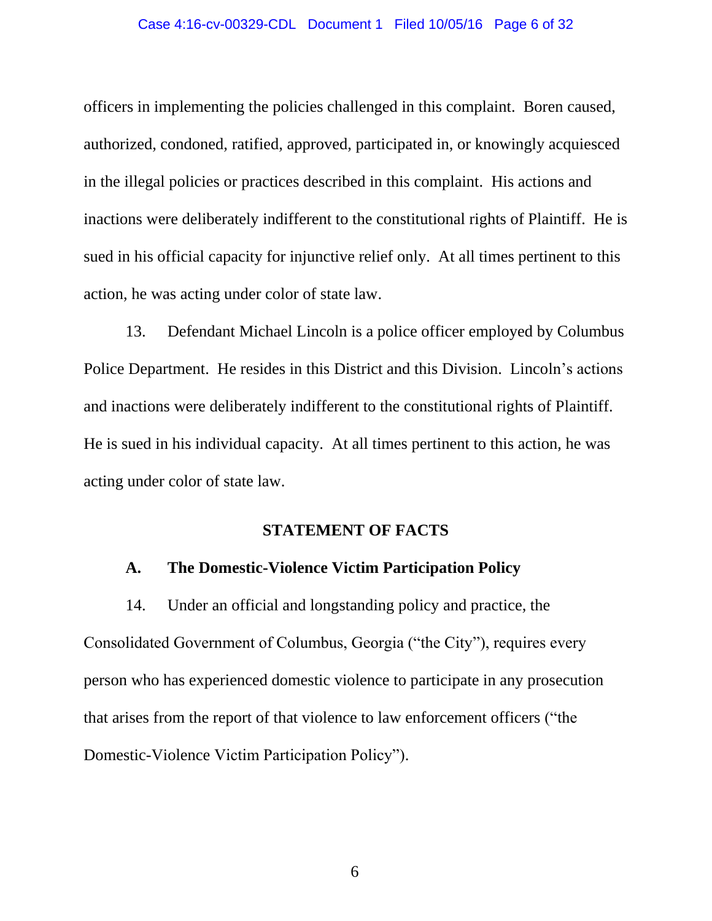officers in implementing the policies challenged in this complaint. Boren caused, authorized, condoned, ratified, approved, participated in, or knowingly acquiesced in the illegal policies or practices described in this complaint. His actions and inactions were deliberately indifferent to the constitutional rights of Plaintiff. He is sued in his official capacity for injunctive relief only. At all times pertinent to this action, he was acting under color of state law.

13. Defendant Michael Lincoln is a police officer employed by Columbus Police Department. He resides in this District and this Division. Lincoln's actions and inactions were deliberately indifferent to the constitutional rights of Plaintiff. He is sued in his individual capacity. At all times pertinent to this action, he was acting under color of state law.

## STATEMENT OF FACTS

### A. The Domestic-Violence Victim Participation Policy

14. Under an official and longstanding policy and practice, the Consolidated Government of Columbus, Georgia ("the City"), requires every person who has experienced domestic violence to participate in any prosecution that arises from the report of that violence to law enforcement officers ("the Domestic-Violence Victim Participation Policy").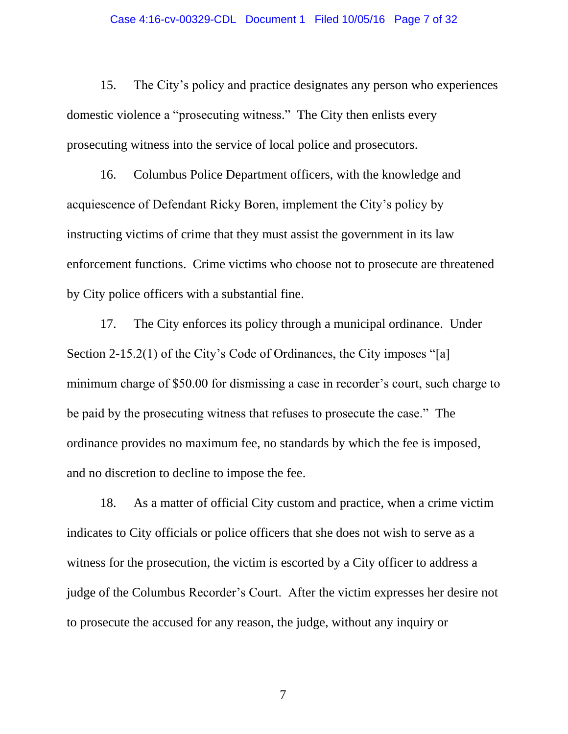15. The City's policy and practice designates any person who experiences domestic violence a "prosecuting witness." The City then enlists every prosecuting witness into the service of local police and prosecutors.

16. Columbus Police Department officers, with the knowledge and acquiescence of Defendant Ricky Boren, implement the City's policy by instructing victims of crime that they must assist the government in its law enforcement functions. Crime victims who choose not to prosecute are threatened by City police officers with a substantial fine.

17. The City enforces its policy through a municipal ordinance. Under Section 2-15.2(1) of the City's Code of Ordinances, the City imposes "[a] minimum charge of $50.00 for dismissing a case in recorder's court, such charge to be paid by the prosecuting witness that refuses to prosecute the case." The ordinance provides no maximum fee, no standards by which the fee is imposed, and no discretion to decline to impose the fee.

18. As a matter of official City custom and practice, when a crime victim indicates to City officials or police officers that she does not wish to serve as a witness for the prosecution, the victim is escorted by a City officer to address a judge of the Columbus Recorder's Court. After the victim expresses her desire not to prosecute the accused for any reason, the judge, without any inquiry or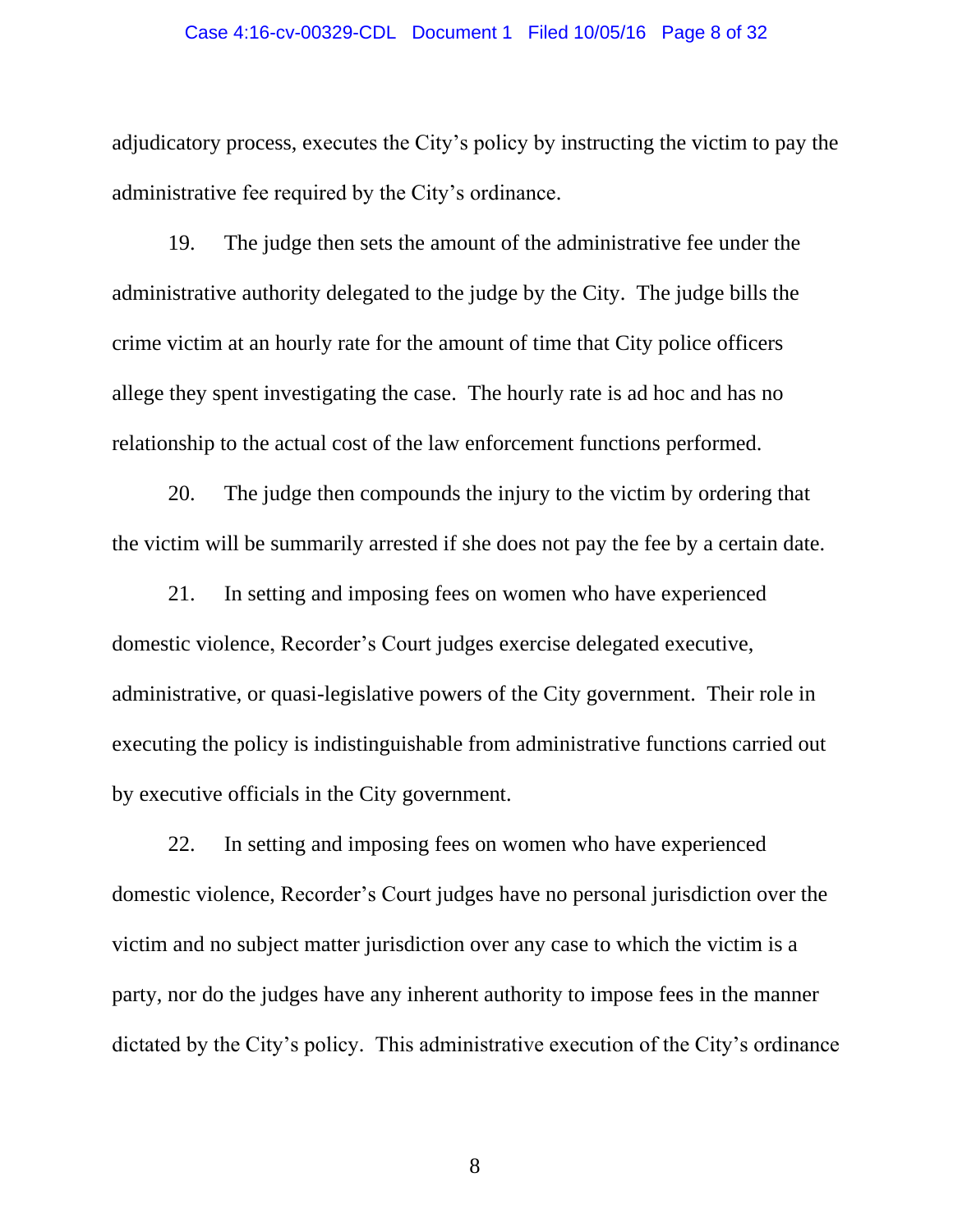adjudicatory process, executes the City's policy by instructing the victim to pay the administrative fee required by the City's ordinance.

19. The judge then sets the amount of the administrative fee under the administrative authority delegated to the judge by the City. The judge bills the crime victim at an hourly rate for the amount of time that City police officers allege they spent investigating the case. The hourly rate is ad hoc and has no relationship to the actual cost of the law enforcement functions performed.

20. The judge then compounds the injury to the victim by ordering that the victim will be summarily arrested if she does not pay the fee by a certain date.

21. In setting and imposing fees on women who have experienced domestic violence, Recorder's Court judges exercise delegated executive, administrative, or quasi-legislative powers of the City government. Their role in executing the policy is indistinguishable from administrative functions carried out by executive officials in the City government.

22. In setting and imposing fees on women who have experienced domestic violence, Recorder's Court judges have no personal jurisdiction over the victim and no subject matter jurisdiction over any case to which the victim is a party, nor do the judges have any inherent authority to impose fees in the manner dictated by the City's policy. This administrative execution of the City's ordinance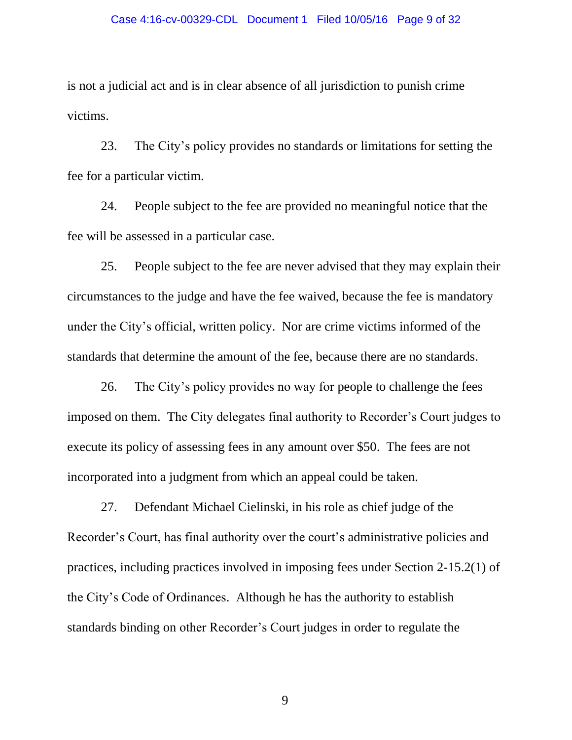is not a judicial act and is in clear absence of all jurisdiction to punish crime victims.

23. The City's policy provides no standards or limitations for setting the fee for a particular victim.

24. People subject to the fee are provided no meaningful notice that the fee will be assessed in a particular case.

25. People subject to the fee are never advised that they may explain their circumstances to the judge and have the fee waived, because the fee is mandatory under the City's official, written policy. Nor are crime victims informed of the standards that determine the amount of the fee, because there are no standards.

26. The City's policy provides no way for people to challenge the fees imposed on them. The City delegates final authority to Recorder's Court judges to execute its policy of assessing fees in any amount over $50. The fees are not incorporated into a judgment from which an appeal could be taken.

27. Defendant Michael Cielinski, in his role as chief judge of the Recorder's Court, has final authority over the court's administrative policies and practices, including practices involved in imposing fees under Section 2-15.2(1) of the City's Code of Ordinances. Although he has the authority to establish standards binding on other Recorder's Court judges in order to regulate the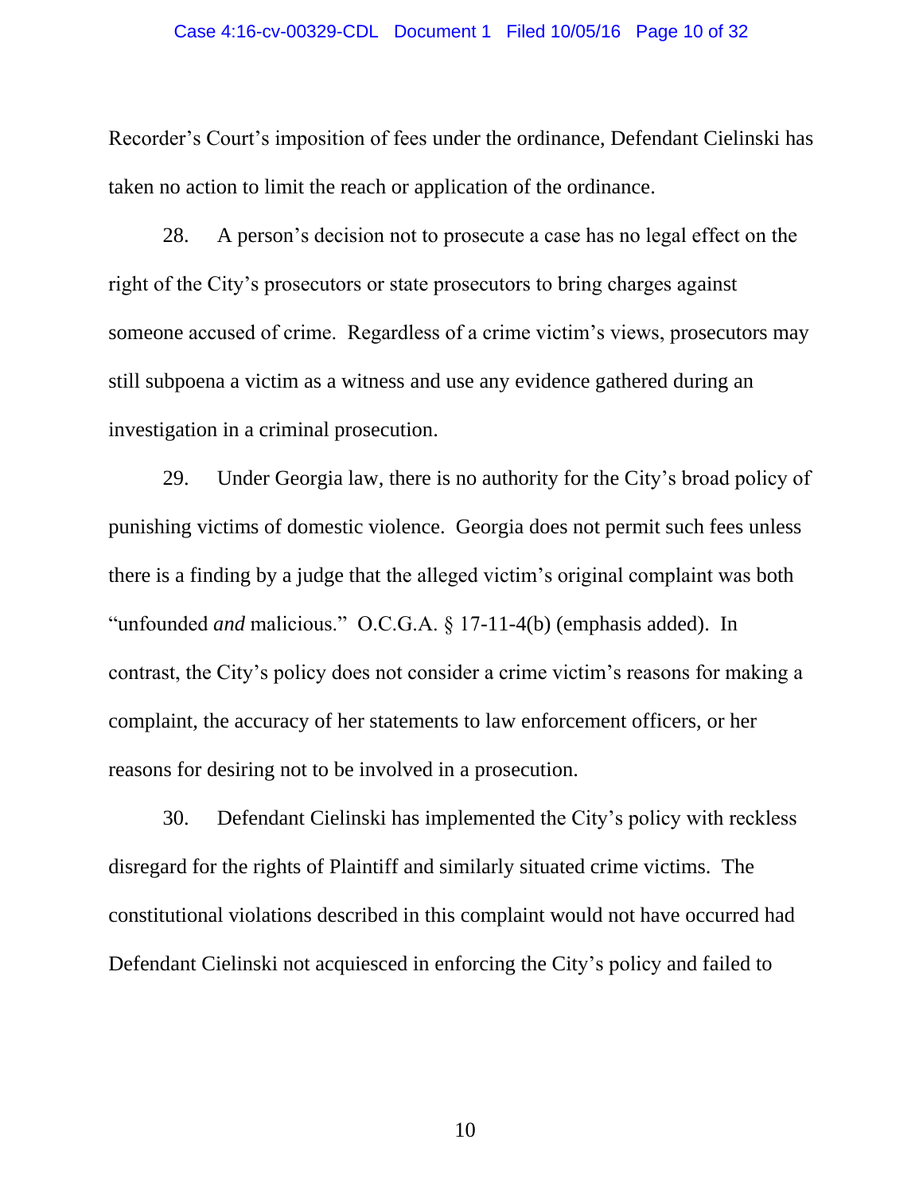Recorder's Court's imposition of fees under the ordinance, Defendant Cielinski has taken no action to limit the reach or application of the ordinance.

28. A person's decision not to prosecute a case has no legal effect on the right of the City's prosecutors or state prosecutors to bring charges against someone accused of crime. Regardless of a crime victim's views, prosecutors may still subpoena a victim as a witness and use any evidence gathered during an investigation in a criminal prosecution.

29. Under Georgia law, there is no authority for the City's broad policy of punishing victims of domestic violence. Georgia does not permit such fees unless there is a finding by a judge that the alleged victim's original complaint was both "unfounded *and* malicious." O.C.G.A. § 17-11-4(b) (emphasis added). In contrast, the City's policy does not consider a crime victim's reasons for making a complaint, the accuracy of her statements to law enforcement officers, or her reasons for desiring not to be involved in a prosecution.

30. Defendant Cielinski has implemented the City's policy with reckless disregard for the rights of Plaintiff and similarly situated crime victims. The constitutional violations described in this complaint would not have occurred had Defendant Cielinski not acquiesced in enforcing the City's policy and failed to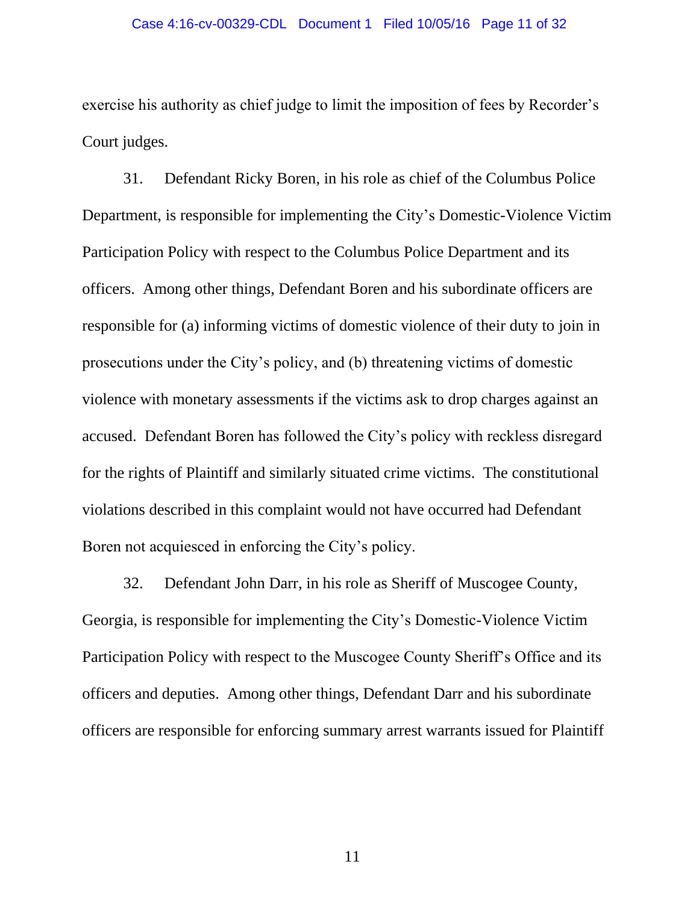exercise his authority as chief judge to limit the imposition of fees by Recorder's Court judges.

31. Defendant Ricky Boren, in his role as chief of the Columbus Police Department, is responsible for implementing the City's Domestic-Violence Victim Participation Policy with respect to the Columbus Police Department and its officers. Among other things, Defendant Boren and his subordinate officers are responsible for (a) informing victims of domestic violence of their duty to join in prosecutions under the City's policy, and (b) threatening victims of domestic violence with monetary assessments if the victims ask to drop charges against an accused. Defendant Boren has followed the City's policy with reckless disregard for the rights of Plaintiff and similarly situated crime victims. The constitutional violations described in this complaint would not have occurred had Defendant Boren not acquiesced in enforcing the City's policy.

32. Defendant John Darr, in his role as Sheriff of Muscogee County, Georgia, is responsible for implementing the City's Domestic-Violence Victim Participation Policy with respect to the Muscogee County Sheriff's Office and its officers and deputies. Among other things, Defendant Darr and his subordinate officers are responsible for enforcing summary arrest warrants issued for Plaintiff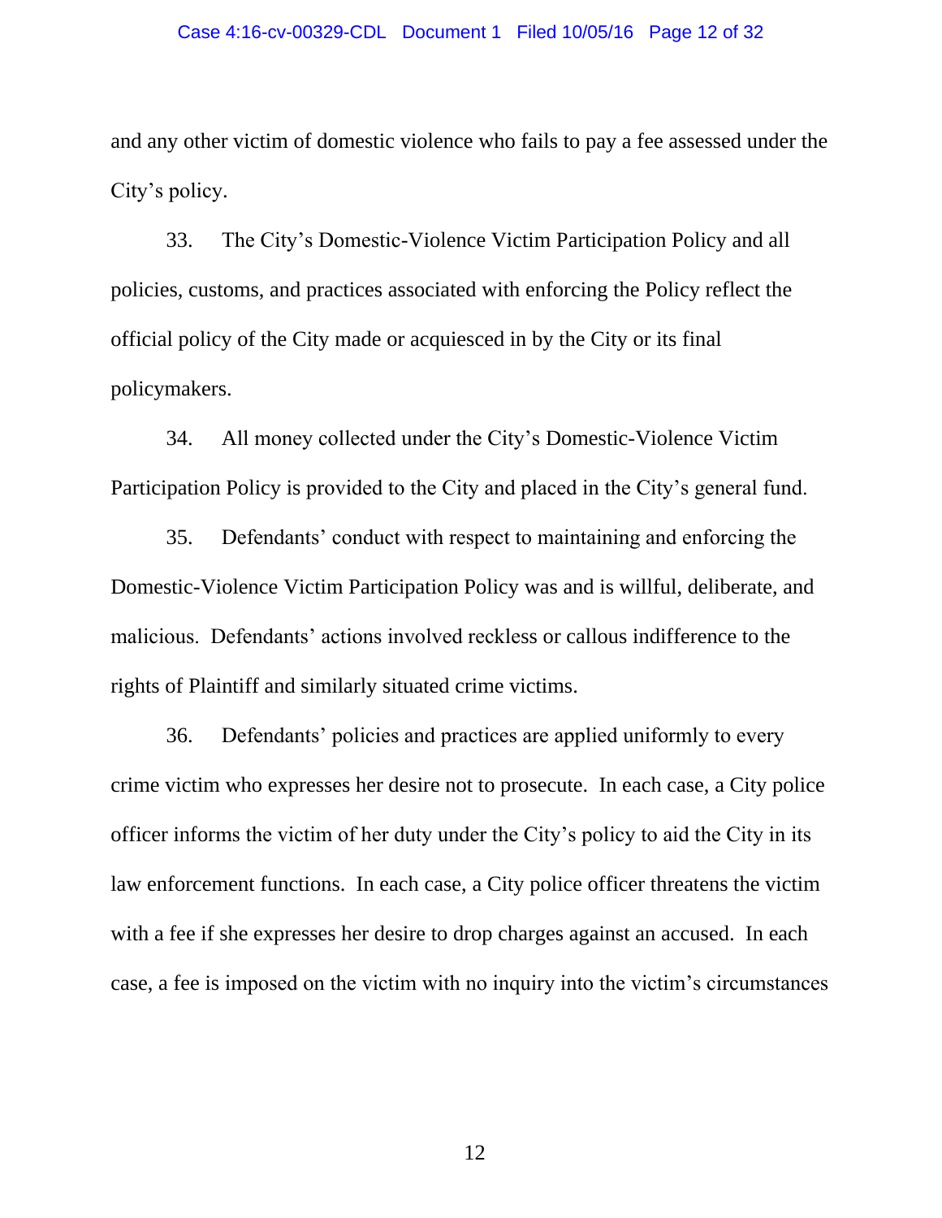and any other victim of domestic violence who fails to pay a fee assessed under the City's policy.

33. The City's Domestic-Violence Victim Participation Policy and all policies, customs, and practices associated with enforcing the Policy reflect the official policy of the City made or acquiesced in by the City or its final policymakers.

34. All money collected under the City's Domestic-Violence Victim Participation Policy is provided to the City and placed in the City's general fund.

35. Defendants' conduct with respect to maintaining and enforcing the Domestic-Violence Victim Participation Policy was and is willful, deliberate, and malicious. Defendants' actions involved reckless or callous indifference to the rights of Plaintiff and similarly situated crime victims.

36. Defendants' policies and practices are applied uniformly to every crime victim who expresses her desire not to prosecute. In each case, a City police officer informs the victim of her duty under the City's policy to aid the City in its law enforcement functions. In each case, a City police officer threatens the victim with a fee if she expresses her desire to drop charges against an accused. In each case, a fee is imposed on the victim with no inquiry into the victim's circumstances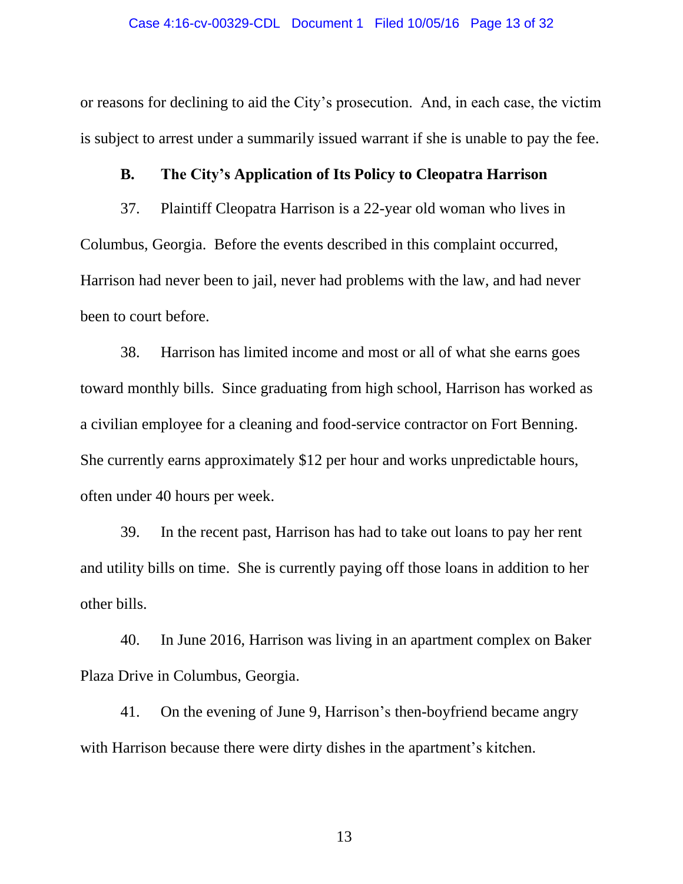or reasons for declining to aid the City's prosecution. And, in each case, the victim is subject to arrest under a summarily issued warrant if she is unable to pay the fee.

### B. The City's Application of Its Policy to Cleopatra Harrison

37. Plaintiff Cleopatra Harrison is a 22-year old woman who lives in Columbus, Georgia. Before the events described in this complaint occurred, Harrison had never been to jail, never had problems with the law, and had never been to court before.

38. Harrison has limited income and most or all of what she earns goes toward monthly bills. Since graduating from high school, Harrison has worked as a civilian employee for a cleaning and food-service contractor on Fort Benning. She currently earns approximately $12 per hour and works unpredictable hours, often under 40 hours per week.

39. In the recent past, Harrison has had to take out loans to pay her rent and utility bills on time. She is currently paying off those loans in addition to her other bills.

40. In June 2016, Harrison was living in an apartment complex on Baker Plaza Drive in Columbus, Georgia.

41. On the evening of June 9, Harrison's then-boyfriend became angry with Harrison because there were dirty dishes in the apartment's kitchen.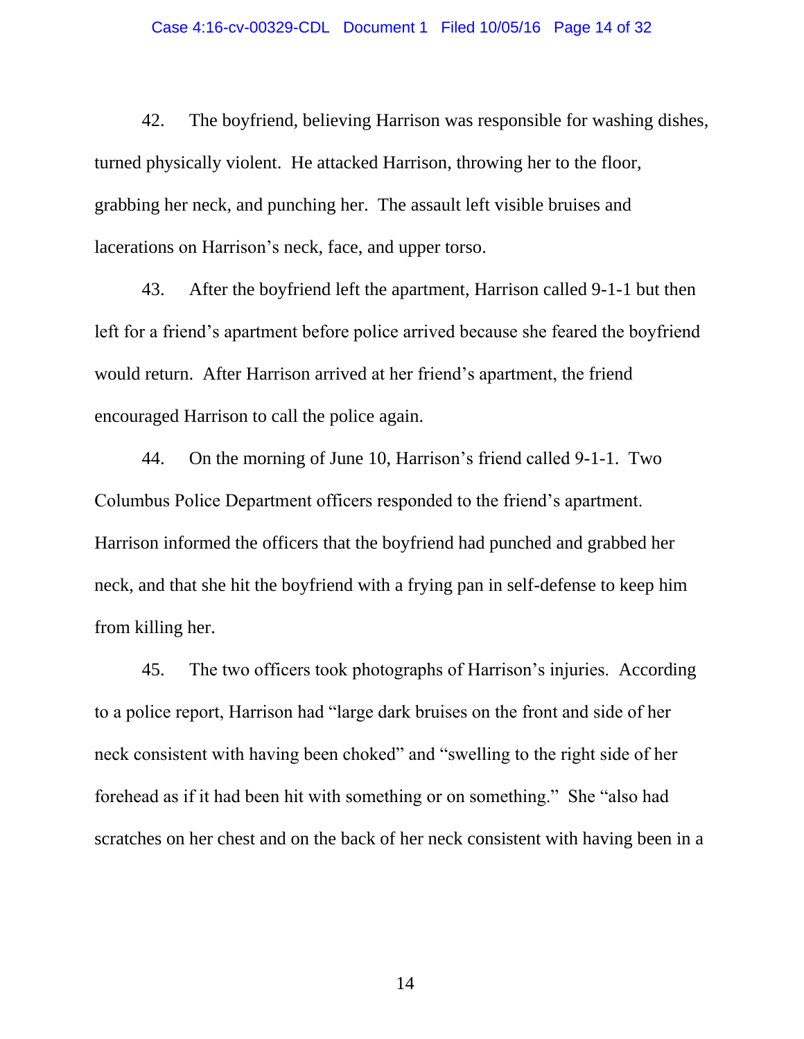42. The boyfriend, believing Harrison was responsible for washing dishes, turned physically violent. He attacked Harrison, throwing her to the floor, grabbing her neck, and punching her. The assault left visible bruises and lacerations on Harrison's neck, face, and upper torso.

43. After the boyfriend left the apartment, Harrison called 9-1-1 but then left for a friend's apartment before police arrived because she feared the boyfriend would return. After Harrison arrived at her friend's apartment, the friend encouraged Harrison to call the police again.

44. On the morning of June 10, Harrison's friend called 9-1-1. Two Columbus Police Department officers responded to the friend's apartment. Harrison informed the officers that the boyfriend had punched and grabbed her neck, and that she hit the boyfriend with a frying pan in self-defense to keep him from killing her.

45. The two officers took photographs of Harrison's injuries. According to a police report, Harrison had "large dark bruises on the front and side of her neck consistent with having been choked" and "swelling to the right side of her forehead as if it had been hit with something or on something." She "also had scratches on her chest and on the back of her neck consistent with having been in a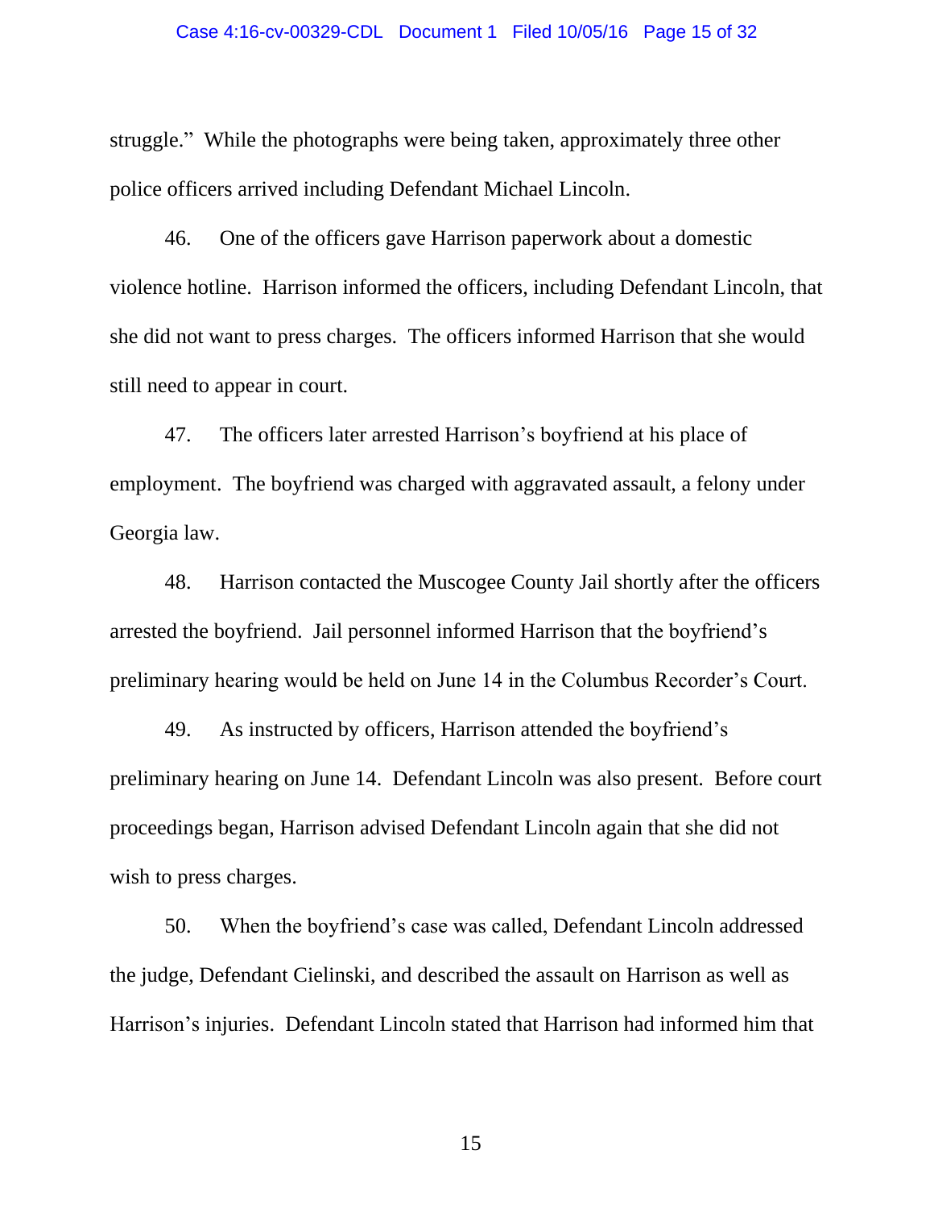struggle." While the photographs were being taken, approximately three other police officers arrived including Defendant Michael Lincoln.

46. One of the officers gave Harrison paperwork about a domestic violence hotline. Harrison informed the officers, including Defendant Lincoln, that she did not want to press charges. The officers informed Harrison that she would still need to appear in court.

47. The officers later arrested Harrison's boyfriend at his place of employment. The boyfriend was charged with aggravated assault, a felony under Georgia law.

48. Harrison contacted the Muscogee County Jail shortly after the officers arrested the boyfriend. Jail personnel informed Harrison that the boyfriend's preliminary hearing would be held on June 14 in the Columbus Recorder's Court.

49. As instructed by officers, Harrison attended the boyfriend's preliminary hearing on June 14. Defendant Lincoln was also present. Before court proceedings began, Harrison advised Defendant Lincoln again that she did not wish to press charges.

50. When the boyfriend's case was called, Defendant Lincoln addressed the judge, Defendant Cielinski, and described the assault on Harrison as well as Harrison's injuries. Defendant Lincoln stated that Harrison had informed him that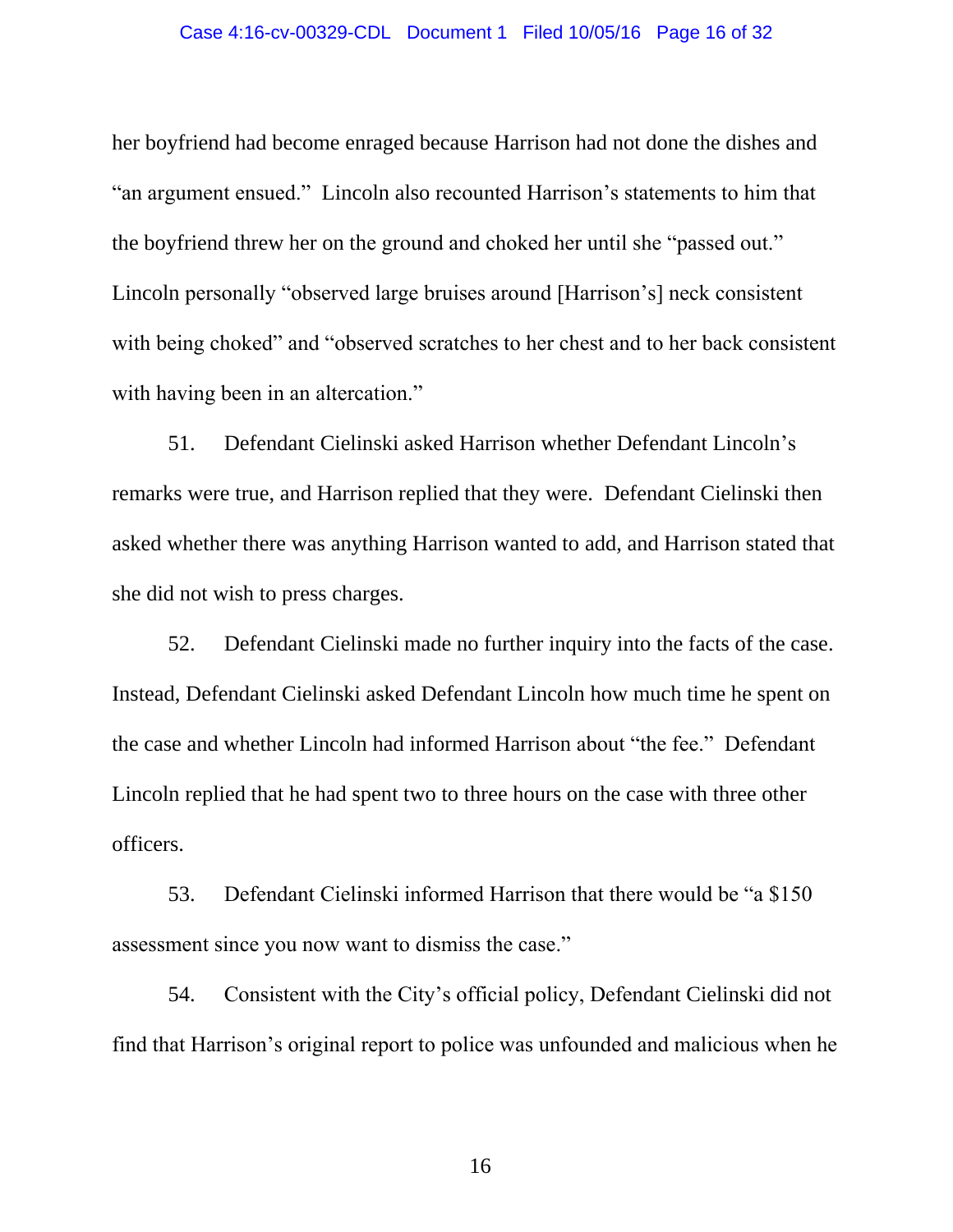her boyfriend had become enraged because Harrison had not done the dishes and "an argument ensued." Lincoln also recounted Harrison's statements to him that the boyfriend threw her on the ground and choked her until she "passed out." Lincoln personally "observed large bruises around [Harrison's] neck consistent with being choked" and "observed scratches to her chest and to her back consistent with having been in an altercation."

51. Defendant Cielinski asked Harrison whether Defendant Lincoln's remarks were true, and Harrison replied that they were. Defendant Cielinski then asked whether there was anything Harrison wanted to add, and Harrison stated that she did not wish to press charges.

52. Defendant Cielinski made no further inquiry into the facts of the case. Instead, Defendant Cielinski asked Defendant Lincoln how much time he spent on the case and whether Lincoln had informed Harrison about "the fee." Defendant Lincoln replied that he had spent two to three hours on the case with three other officers.

53. Defendant Cielinski informed Harrison that there would be "a $150 assessment since you now want to dismiss the case."

54. Consistent with the City's official policy, Defendant Cielinski did not find that Harrison's original report to police was unfounded and malicious when he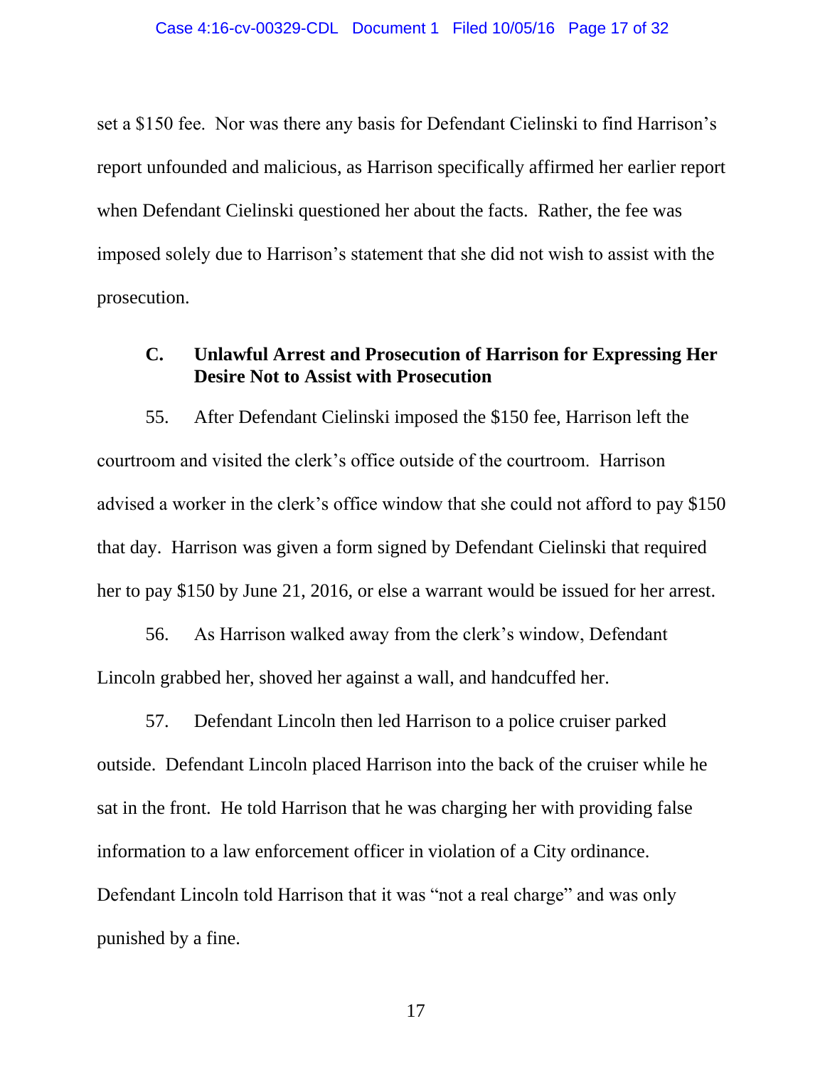set a $150 fee. Nor was there any basis for Defendant Cielinski to find Harrison's report unfounded and malicious, as Harrison specifically affirmed her earlier report when Defendant Cielinski questioned her about the facts. Rather, the fee was imposed solely due to Harrison's statement that she did not wish to assist with the prosecution.

### C. Unlawful Arrest and Prosecution of Harrison for Expressing Her Desire Not to Assist with Prosecution

55. After Defendant Cielinski imposed the $150 fee, Harrison left the courtroom and visited the clerk's office outside of the courtroom. Harrison advised a worker in the clerk's office window that she could not afford to pay $150 that day. Harrison was given a form signed by Defendant Cielinski that required her to pay $150 by June 21, 2016, or else a warrant would be issued for her arrest.

56. As Harrison walked away from the clerk's window, Defendant Lincoln grabbed her, shoved her against a wall, and handcuffed her.

57. Defendant Lincoln then led Harrison to a police cruiser parked outside. Defendant Lincoln placed Harrison into the back of the cruiser while he sat in the front. He told Harrison that he was charging her with providing false information to a law enforcement officer in violation of a City ordinance. Defendant Lincoln told Harrison that it was "not a real charge" and was only punished by a fine.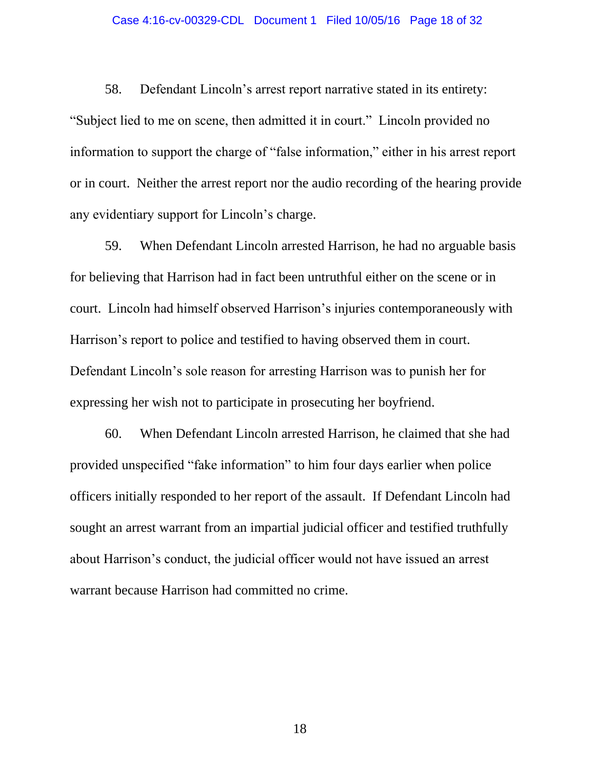58. Defendant Lincoln's arrest report narrative stated in its entirety: "Subject lied to me on scene, then admitted it in court." Lincoln provided no information to support the charge of "false information," either in his arrest report or in court. Neither the arrest report nor the audio recording of the hearing provide any evidentiary support for Lincoln's charge.

59. When Defendant Lincoln arrested Harrison, he had no arguable basis for believing that Harrison had in fact been untruthful either on the scene or in court. Lincoln had himself observed Harrison's injuries contemporaneously with Harrison's report to police and testified to having observed them in court. Defendant Lincoln's sole reason for arresting Harrison was to punish her for expressing her wish not to participate in prosecuting her boyfriend.

60. When Defendant Lincoln arrested Harrison, he claimed that she had provided unspecified "fake information" to him four days earlier when police officers initially responded to her report of the assault. If Defendant Lincoln had sought an arrest warrant from an impartial judicial officer and testified truthfully about Harrison's conduct, the judicial officer would not have issued an arrest warrant because Harrison had committed no crime.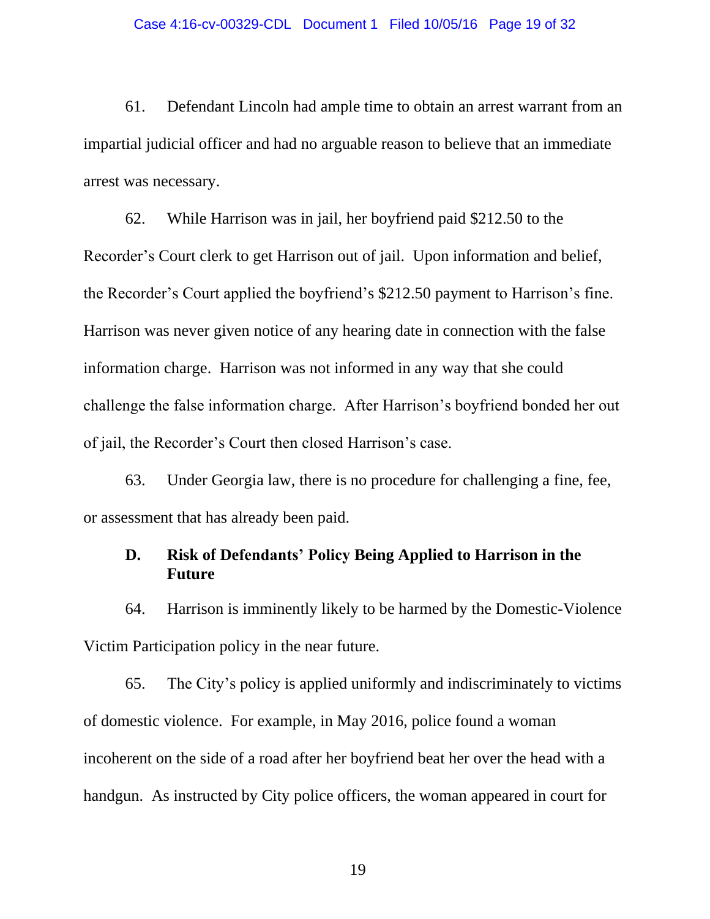61. Defendant Lincoln had ample time to obtain an arrest warrant from an impartial judicial officer and had no arguable reason to believe that an immediate arrest was necessary.

62. While Harrison was in jail, her boyfriend paid $212.50 to the Recorder's Court clerk to get Harrison out of jail. Upon information and belief, the Recorder's Court applied the boyfriend's $212.50 payment to Harrison's fine. Harrison was never given notice of any hearing date in connection with the false information charge. Harrison was not informed in any way that she could challenge the false information charge. After Harrison's boyfriend bonded her out of jail, the Recorder's Court then closed Harrison's case.

63. Under Georgia law, there is no procedure for challenging a fine, fee, or assessment that has already been paid.

### D. Risk of Defendants' Policy Being Applied to Harrison in the Future

64. Harrison is imminently likely to be harmed by the Domestic-Violence Victim Participation policy in the near future.

65. The City's policy is applied uniformly and indiscriminately to victims of domestic violence. For example, in May 2016, police found a woman incoherent on the side of a road after her boyfriend beat her over the head with a handgun. As instructed by City police officers, the woman appeared in court for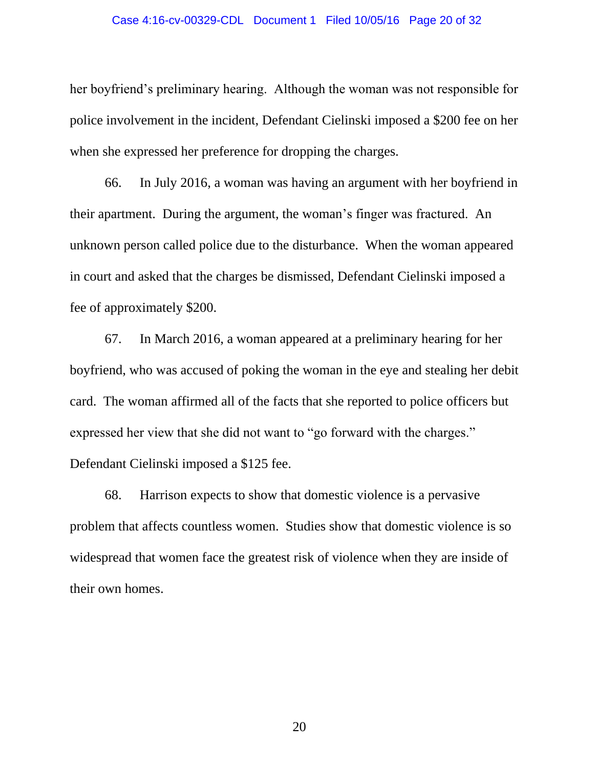her boyfriend's preliminary hearing. Although the woman was not responsible for police involvement in the incident, Defendant Cielinski imposed a $200 fee on her when she expressed her preference for dropping the charges.

66. In July 2016, a woman was having an argument with her boyfriend in their apartment. During the argument, the woman's finger was fractured. An unknown person called police due to the disturbance. When the woman appeared in court and asked that the charges be dismissed, Defendant Cielinski imposed a fee of approximately $200.

67. In March 2016, a woman appeared at a preliminary hearing for her boyfriend, who was accused of poking the woman in the eye and stealing her debit card. The woman affirmed all of the facts that she reported to police officers but expressed her view that she did not want to "go forward with the charges." Defendant Cielinski imposed a $125 fee.

68. Harrison expects to show that domestic violence is a pervasive problem that affects countless women. Studies show that domestic violence is so widespread that women face the greatest risk of violence when they are inside of their own homes.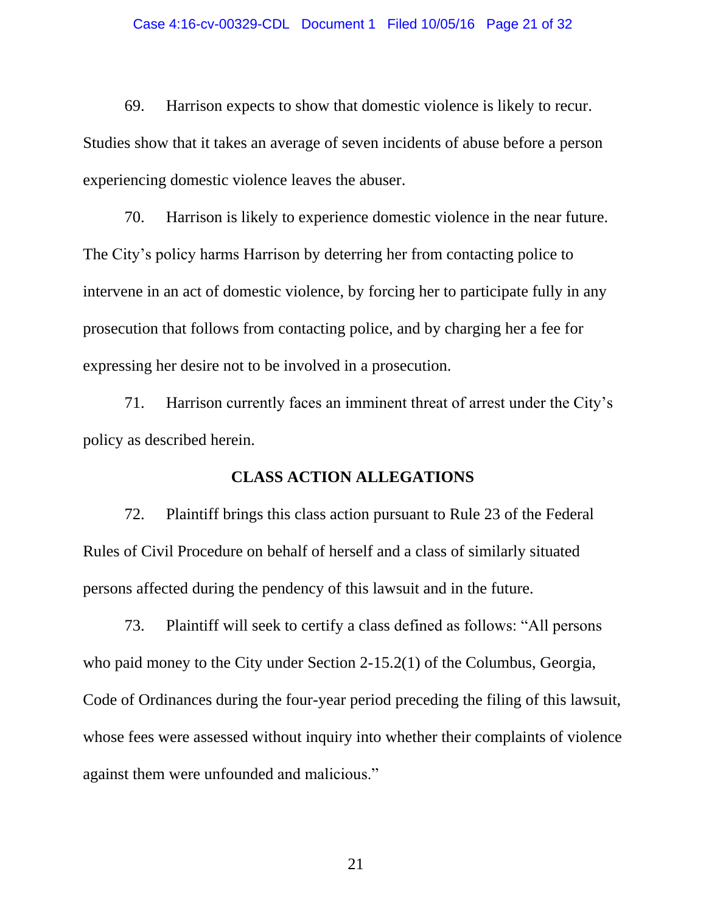69. Harrison expects to show that domestic violence is likely to recur. Studies show that it takes an average of seven incidents of abuse before a person experiencing domestic violence leaves the abuser.

70. Harrison is likely to experience domestic violence in the near future. The City's policy harms Harrison by deterring her from contacting police to intervene in an act of domestic violence, by forcing her to participate fully in any prosecution that follows from contacting police, and by charging her a fee for expressing her desire not to be involved in a prosecution.

71. Harrison currently faces an imminent threat of arrest under the City's policy as described herein.

## CLASS ACTION ALLEGATIONS

72. Plaintiff brings this class action pursuant to Rule 23 of the Federal Rules of Civil Procedure on behalf of herself and a class of similarly situated persons affected during the pendency of this lawsuit and in the future.

73. Plaintiff will seek to certify a class defined as follows: "All persons who paid money to the City under Section 2-15.2(1) of the Columbus, Georgia, Code of Ordinances during the four-year period preceding the filing of this lawsuit, whose fees were assessed without inquiry into whether their complaints of violence against them were unfounded and malicious."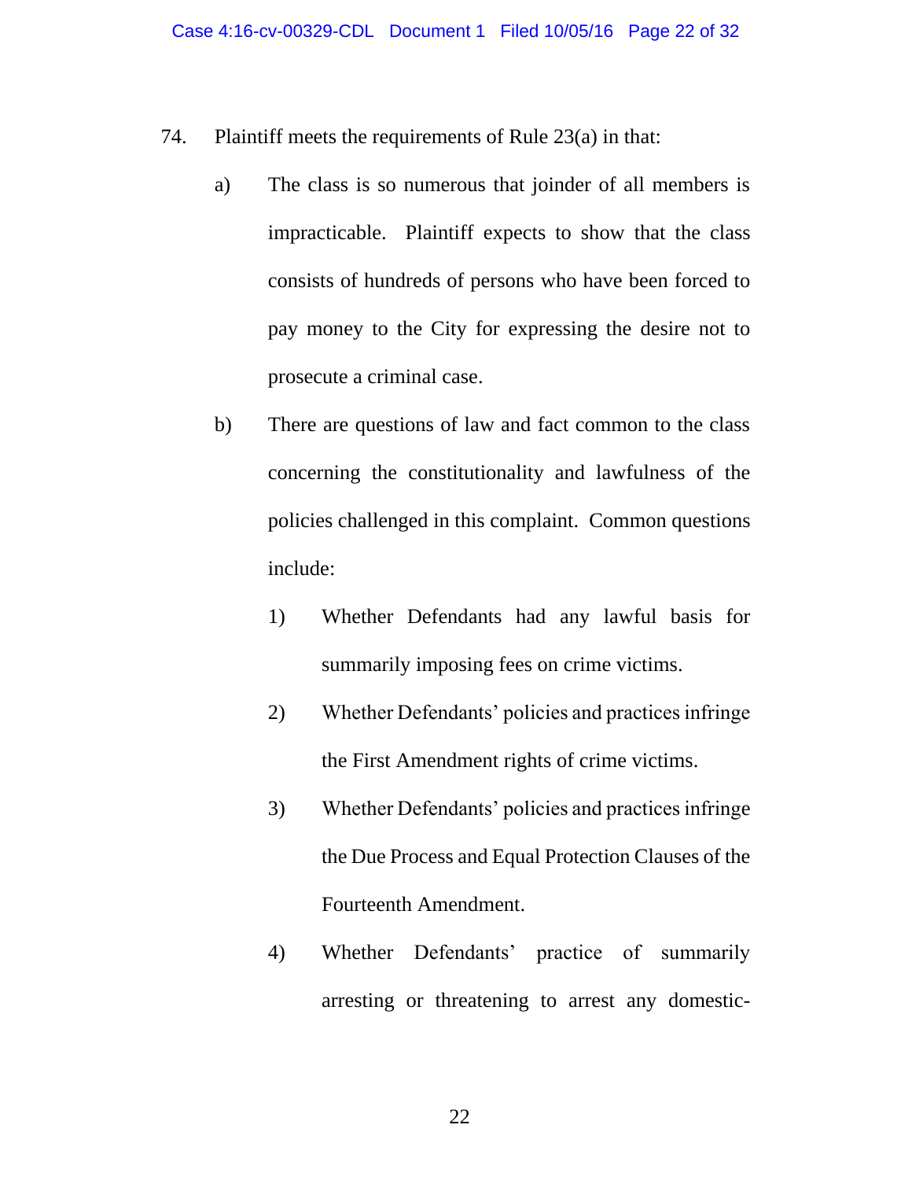74. Plaintiff meets the requirements of Rule 23(a) in that:

   a) The class is so numerous that joinder of all members is impracticable. Plaintiff expects to show that the class consists of hundreds of persons who have been forced to pay money to the City for expressing the desire not to prosecute a criminal case.

   b) There are questions of law and fact common to the class concerning the constitutionality and lawfulness of the policies challenged in this complaint. Common questions include:

      1) Whether Defendants had any lawful basis for summarily imposing fees on crime victims.

      2) Whether Defendants' policies and practices infringe the First Amendment rights of crime victims.

      3) Whether Defendants' policies and practices infringe the Due Process and Equal Protection Clauses of the Fourteenth Amendment.

      4) Whether Defendants' practice of summarily arresting or threatening to arrest any domestic-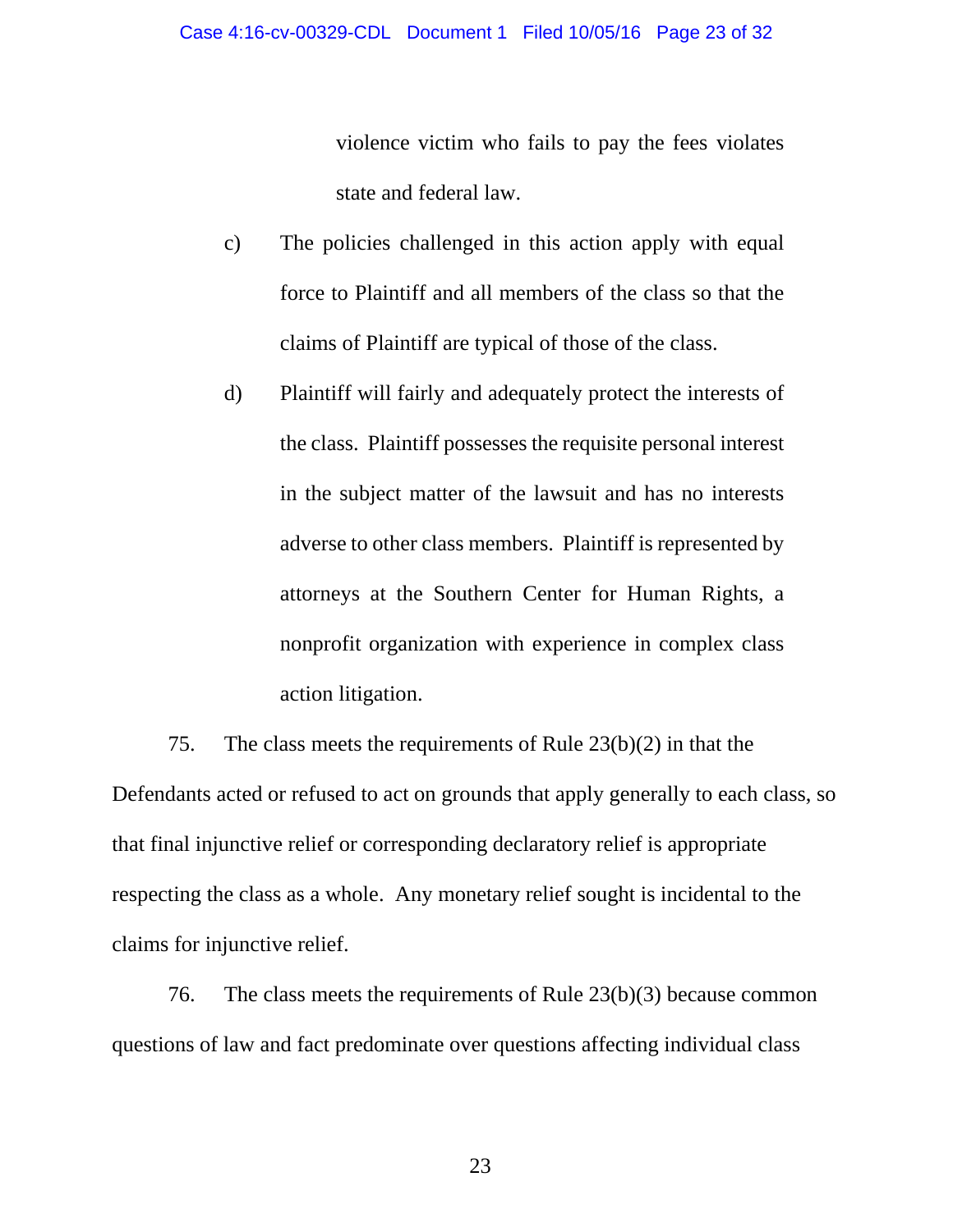violence victim who fails to pay the fees violates state and federal law.

c) The policies challenged in this action apply with equal force to Plaintiff and all members of the class so that the claims of Plaintiff are typical of those of the class.

d) Plaintiff will fairly and adequately protect the interests of the class. Plaintiff possesses the requisite personal interest in the subject matter of the lawsuit and has no interests adverse to other class members. Plaintiff is represented by attorneys at the Southern Center for Human Rights, a nonprofit organization with experience in complex class action litigation.

75. The class meets the requirements of Rule 23(b)(2) in that the Defendants acted or refused to act on grounds that apply generally to each class, so that final injunctive relief or corresponding declaratory relief is appropriate respecting the class as a whole. Any monetary relief sought is incidental to the claims for injunctive relief.

76. The class meets the requirements of Rule 23(b)(3) because common questions of law and fact predominate over questions affecting individual class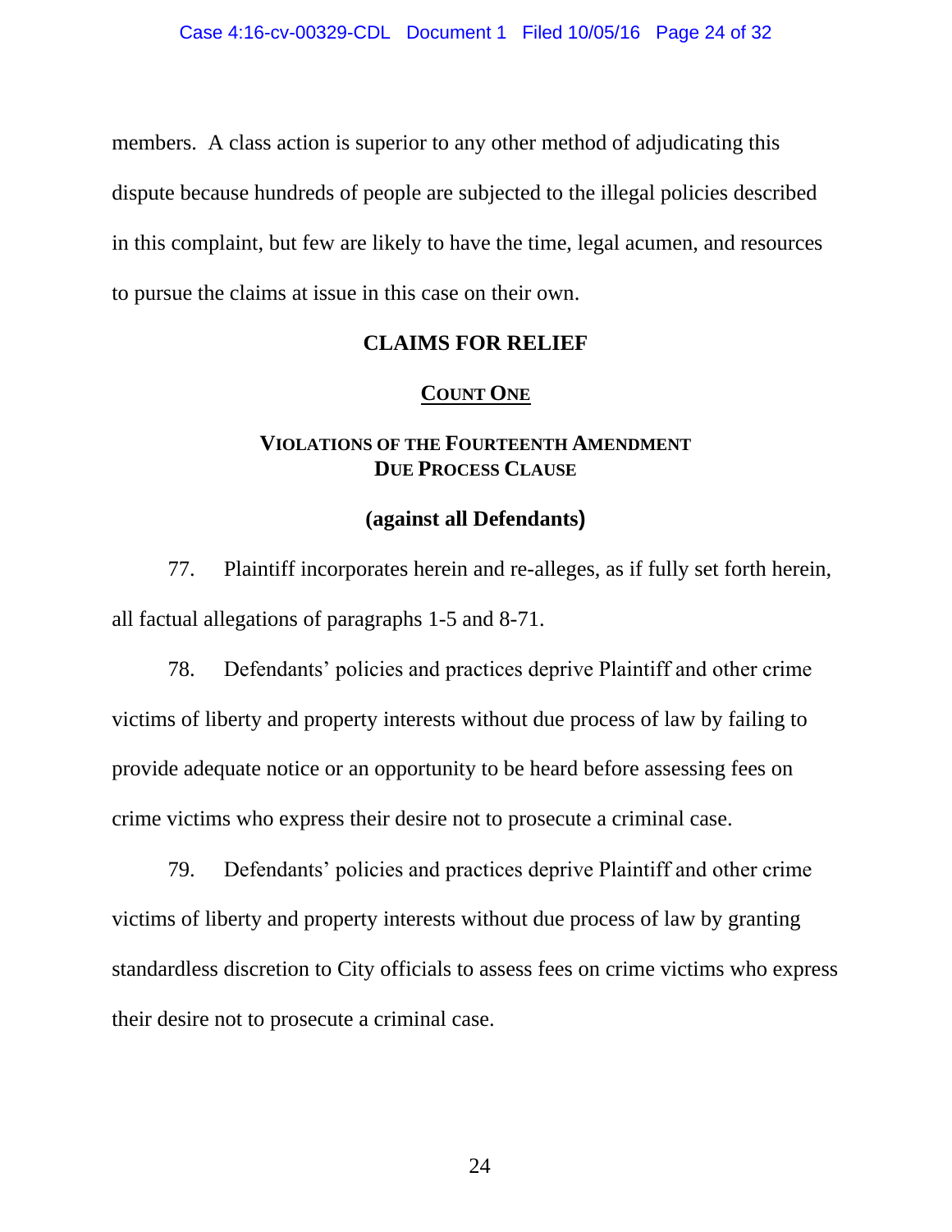members. A class action is superior to any other method of adjudicating this dispute because hundreds of people are subjected to the illegal policies described in this complaint, but few are likely to have the time, legal acumen, and resources to pursue the claims at issue in this case on their own.

## CLAIMS FOR RELIEF

### COUNT ONE

### VIOLATIONS OF THE FOURTEENTH AMENDMENT DUE PROCESS CLAUSE

**(against all Defendants)**

77. Plaintiff incorporates herein and re-alleges, as if fully set forth herein, all factual allegations of paragraphs 1-5 and 8-71.

78. Defendants' policies and practices deprive Plaintiff and other crime victims of liberty and property interests without due process of law by failing to provide adequate notice or an opportunity to be heard before assessing fees on crime victims who express their desire not to prosecute a criminal case.

79. Defendants' policies and practices deprive Plaintiff and other crime victims of liberty and property interests without due process of law by granting standardless discretion to City officials to assess fees on crime victims who express their desire not to prosecute a criminal case.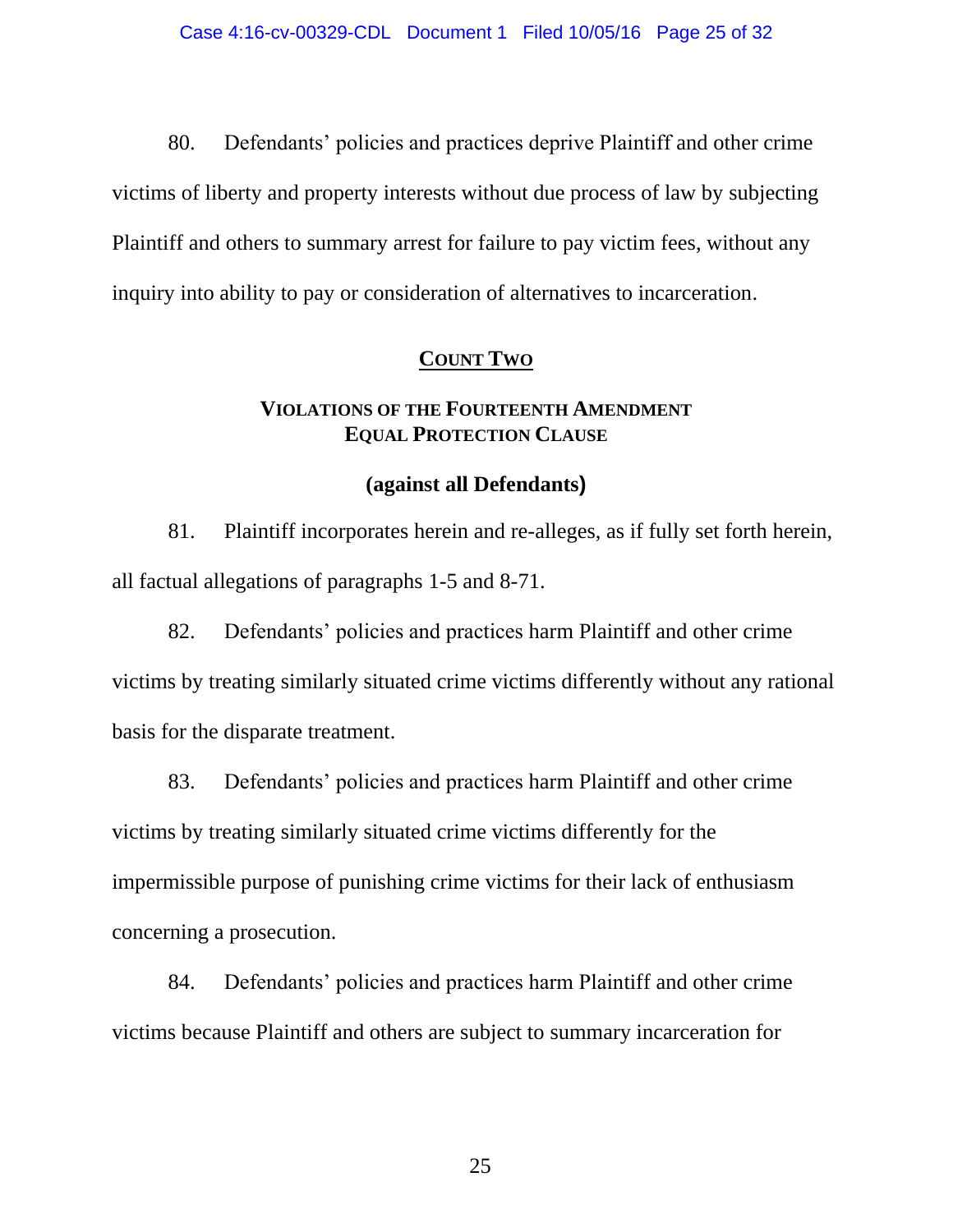80. Defendants' policies and practices deprive Plaintiff and other crime victims of liberty and property interests without due process of law by subjecting Plaintiff and others to summary arrest for failure to pay victim fees, without any inquiry into ability to pay or consideration of alternatives to incarceration.

## COUNT TWO

### VIOLATIONS OF THE FOURTEENTH AMENDMENT EQUAL PROTECTION CLAUSE

**(against all Defendants)**

81. Plaintiff incorporates herein and re-alleges, as if fully set forth herein, all factual allegations of paragraphs 1-5 and 8-71.

82. Defendants' policies and practices harm Plaintiff and other crime victims by treating similarly situated crime victims differently without any rational basis for the disparate treatment.

83. Defendants' policies and practices harm Plaintiff and other crime victims by treating similarly situated crime victims differently for the impermissible purpose of punishing crime victims for their lack of enthusiasm concerning a prosecution.

84. Defendants' policies and practices harm Plaintiff and other crime victims because Plaintiff and others are subject to summary incarceration for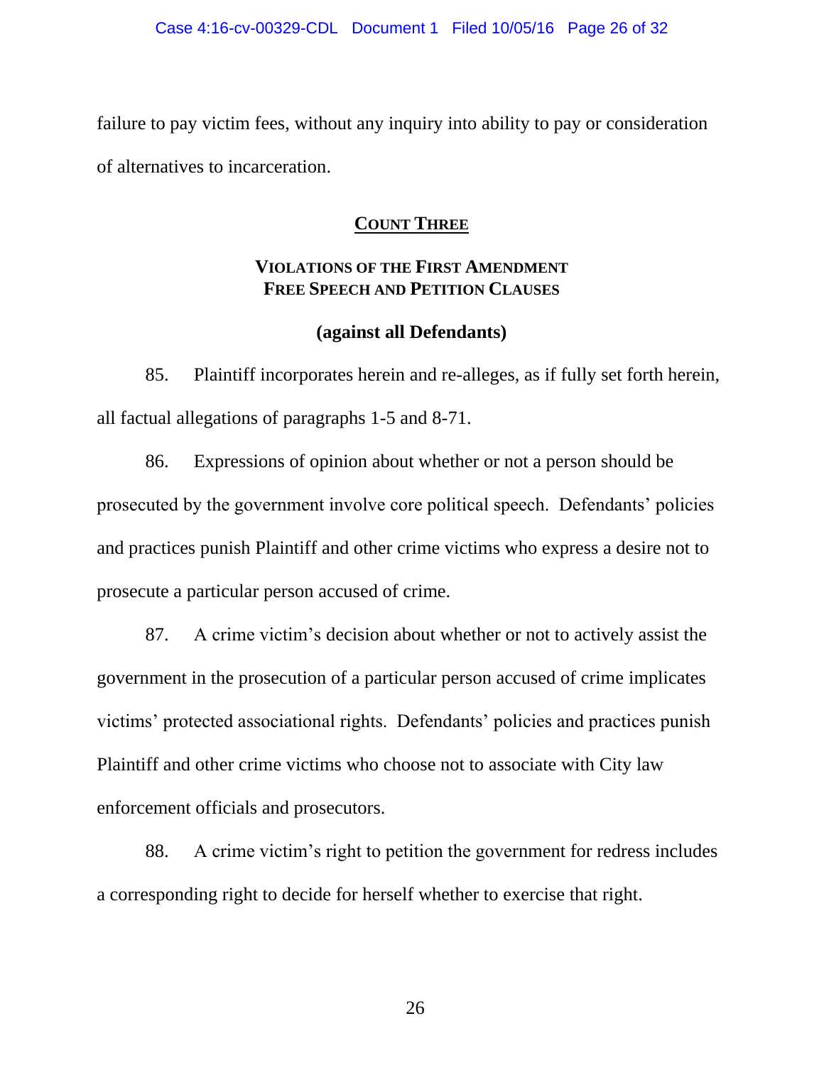failure to pay victim fees, without any inquiry into ability to pay or consideration of alternatives to incarceration.

## COUNT THREE

### VIOLATIONS OF THE FIRST AMENDMENT FREE SPEECH AND PETITION CLAUSES

### (against all Defendants)

85. Plaintiff incorporates herein and re-alleges, as if fully set forth herein, all factual allegations of paragraphs 1-5 and 8-71.

86. Expressions of opinion about whether or not a person should be prosecuted by the government involve core political speech. Defendants' policies and practices punish Plaintiff and other crime victims who express a desire not to prosecute a particular person accused of crime.

87. A crime victim's decision about whether or not to actively assist the government in the prosecution of a particular person accused of crime implicates victims' protected associational rights. Defendants' policies and practices punish Plaintiff and other crime victims who choose not to associate with City law enforcement officials and prosecutors.

88. A crime victim's right to petition the government for redress includes a corresponding right to decide for herself whether to exercise that right.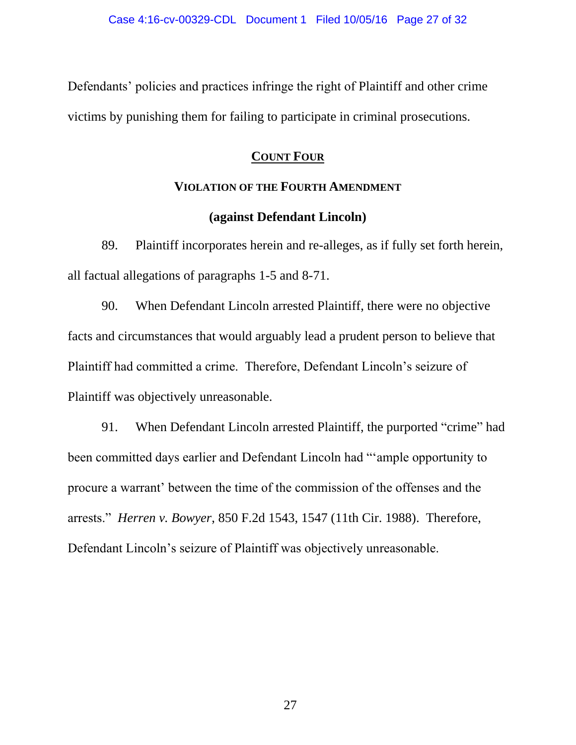Defendants' policies and practices infringe the right of Plaintiff and other crime victims by punishing them for failing to participate in criminal prosecutions.

## COUNT FOUR

### VIOLATION OF THE FOURTH AMENDMENT

### (against Defendant Lincoln)

89. Plaintiff incorporates herein and re-alleges, as if fully set forth herein, all factual allegations of paragraphs 1-5 and 8-71.

90. When Defendant Lincoln arrested Plaintiff, there were no objective facts and circumstances that would arguably lead a prudent person to believe that Plaintiff had committed a crime. Therefore, Defendant Lincoln's seizure of Plaintiff was objectively unreasonable.

91. When Defendant Lincoln arrested Plaintiff, the purported "crime" had been committed days earlier and Defendant Lincoln had "'ample opportunity to procure a warrant' between the time of the commission of the offenses and the arrests." *Herren v. Bowyer*, 850 F.2d 1543, 1547 (11th Cir. 1988). Therefore, Defendant Lincoln's seizure of Plaintiff was objectively unreasonable.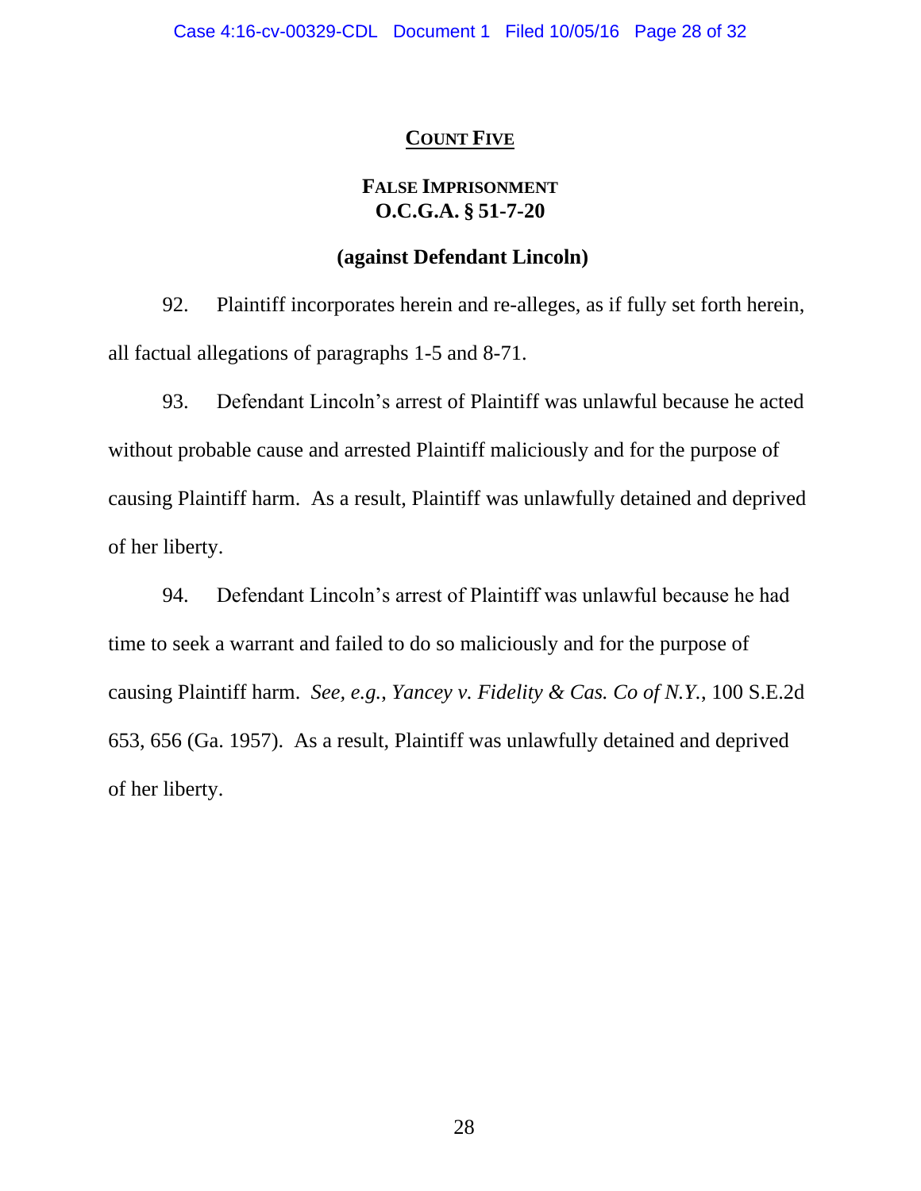## COUNT FIVE

### FALSE IMPRISONMENT O.C.G.A. § 51-7-20

### (against Defendant Lincoln)

92. Plaintiff incorporates herein and re-alleges, as if fully set forth herein, all factual allegations of paragraphs 1-5 and 8-71.

93. Defendant Lincoln's arrest of Plaintiff was unlawful because he acted without probable cause and arrested Plaintiff maliciously and for the purpose of causing Plaintiff harm. As a result, Plaintiff was unlawfully detained and deprived of her liberty.

94. Defendant Lincoln's arrest of Plaintiff was unlawful because he had time to seek a warrant and failed to do so maliciously and for the purpose of causing Plaintiff harm. *See, e.g.*, *Yancey v. Fidelity & Cas. Co of N.Y.*, 100 S.E.2d 653, 656 (Ga. 1957). As a result, Plaintiff was unlawfully detained and deprived of her liberty.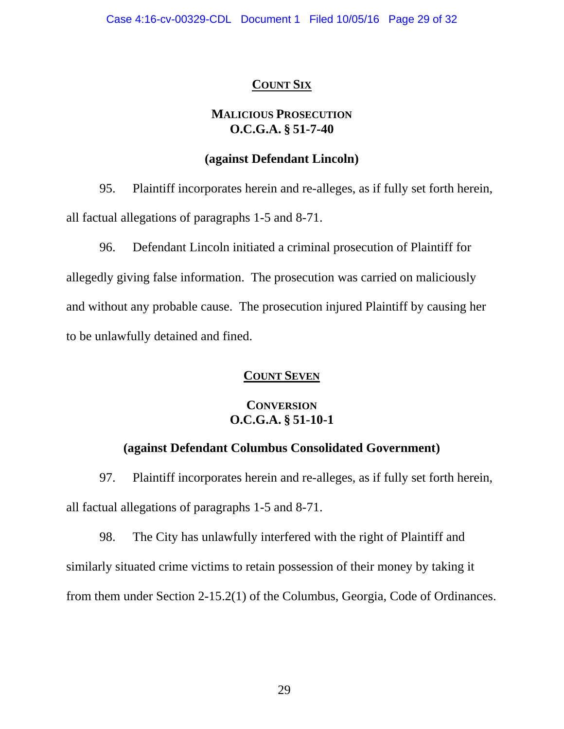## COUNT SIX

### MALICIOUS PROSECUTION
### O.C.G.A. § 51-7-40

### (against Defendant Lincoln)

95. Plaintiff incorporates herein and re-alleges, as if fully set forth herein, all factual allegations of paragraphs 1-5 and 8-71.

96. Defendant Lincoln initiated a criminal prosecution of Plaintiff for allegedly giving false information. The prosecution was carried on maliciously and without any probable cause. The prosecution injured Plaintiff by causing her to be unlawfully detained and fined.

## COUNT SEVEN

### CONVERSION
### O.C.G.A. § 51-10-1

### (against Defendant Columbus Consolidated Government)

97. Plaintiff incorporates herein and re-alleges, as if fully set forth herein, all factual allegations of paragraphs 1-5 and 8-71.

98. The City has unlawfully interfered with the right of Plaintiff and similarly situated crime victims to retain possession of their money by taking it from them under Section 2-15.2(1) of the Columbus, Georgia, Code of Ordinances.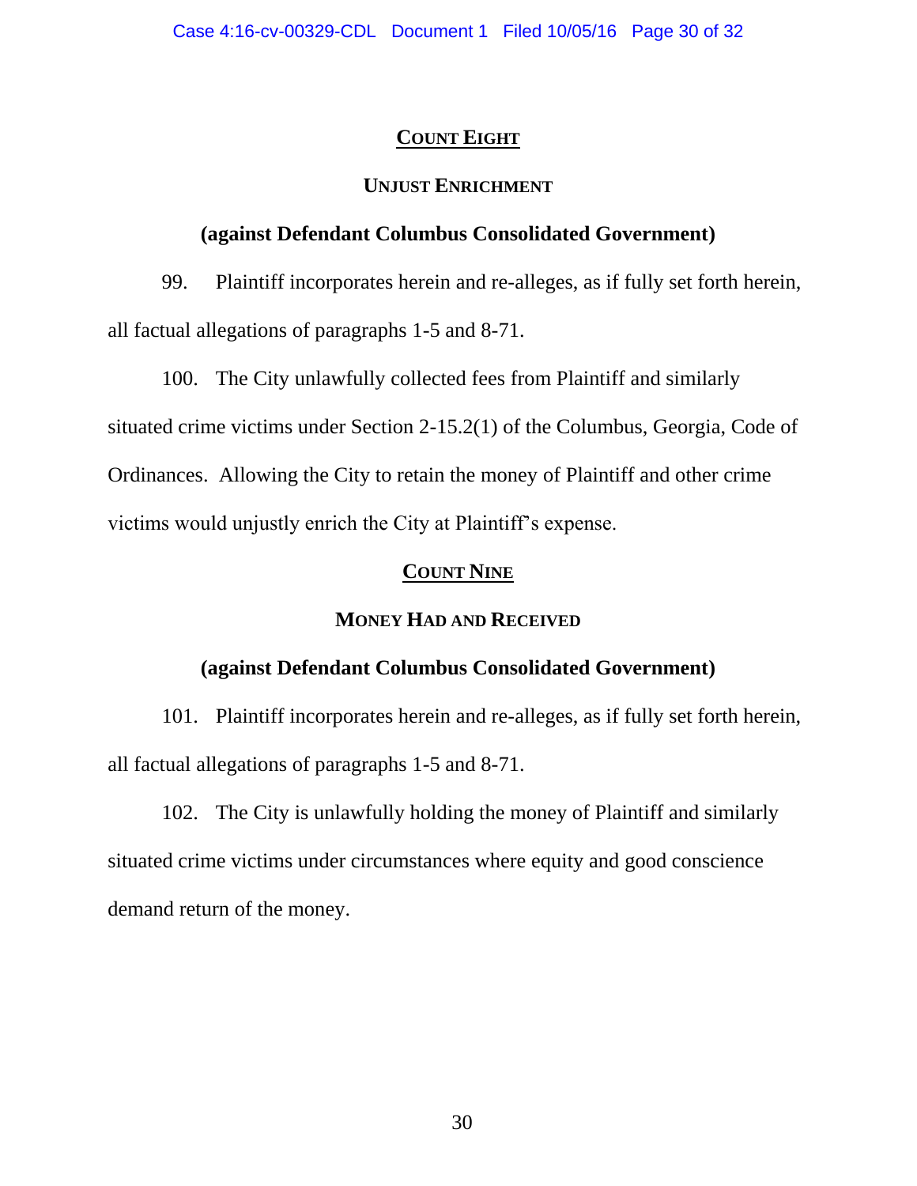## Count Eight

### Unjust Enrichment

### (against Defendant Columbus Consolidated Government)

99. Plaintiff incorporates herein and re-alleges, as if fully set forth herein, all factual allegations of paragraphs 1-5 and 8-71.

100. The City unlawfully collected fees from Plaintiff and similarly situated crime victims under Section 2-15.2(1) of the Columbus, Georgia, Code of Ordinances. Allowing the City to retain the money of Plaintiff and other crime victims would unjustly enrich the City at Plaintiff's expense.

## Count Nine

### Money Had and Received

### (against Defendant Columbus Consolidated Government)

101. Plaintiff incorporates herein and re-alleges, as if fully set forth herein, all factual allegations of paragraphs 1-5 and 8-71.

102. The City is unlawfully holding the money of Plaintiff and similarly situated crime victims under circumstances where equity and good conscience demand return of the money.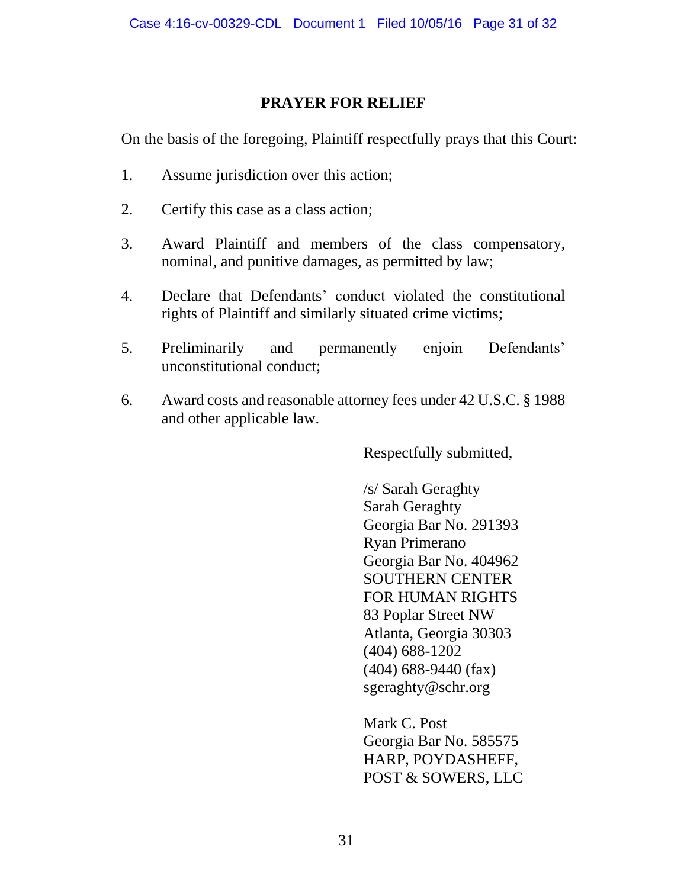## PRAYER FOR RELIEF

On the basis of the foregoing, Plaintiff respectfully prays that this Court:

1. Assume jurisdiction over this action;

2. Certify this case as a class action;

3. Award Plaintiff and members of the class compensatory, nominal, and punitive damages, as permitted by law;

4. Declare that Defendants' conduct violated the constitutional rights of Plaintiff and similarly situated crime victims;

5. Preliminarily and permanently enjoin Defendants' unconstitutional conduct;

6. Award costs and reasonable attorney fees under 42 U.S.C. § 1988 and other applicable law.

Respectfully submitted,

/s/ Sarah Geraghty
Sarah Geraghty
Georgia Bar No. 291393
Ryan Primerano
Georgia Bar No. 404962
SOUTHERN CENTER
FOR HUMAN RIGHTS
83 Poplar Street NW
Atlanta, Georgia 30303
(404) 688-1202
(404) 688-9440 (fax)
sgeraghty@schr.org

Mark C. Post
Georgia Bar No. 585575
HARP, POYDASHEFF,
POST & SOWERS, LLC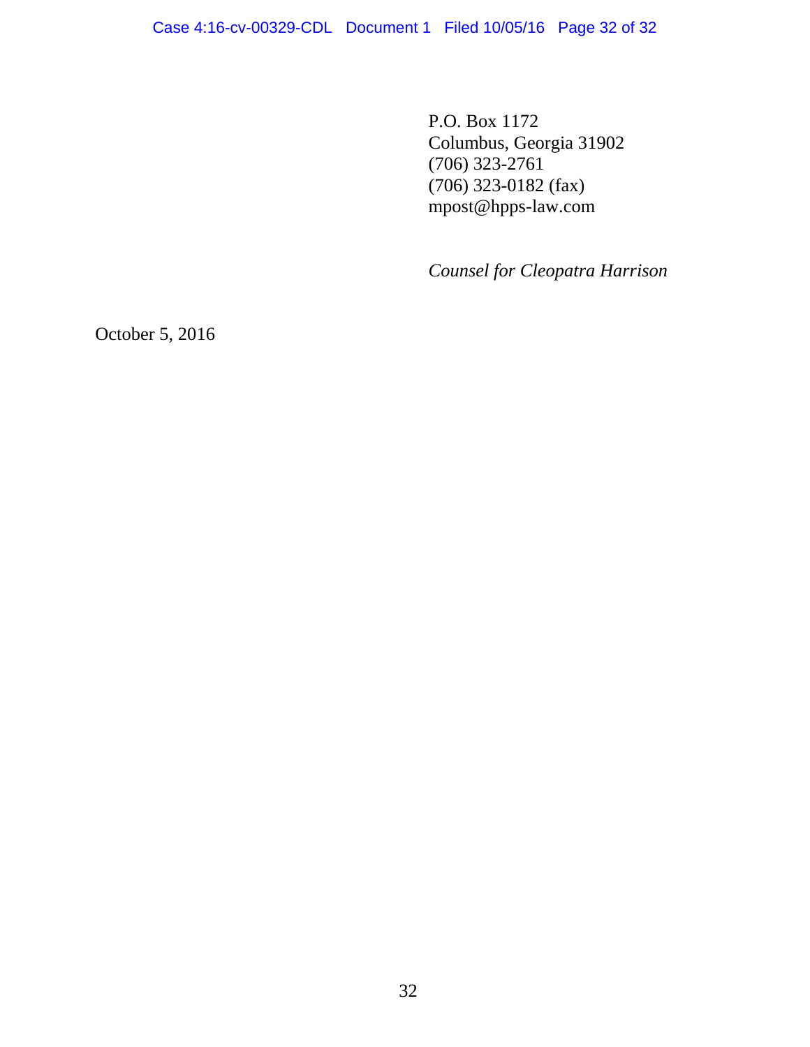P.O. Box 1172
Columbus, Georgia 31902
(706) 323-2761
(706) 323-0182 (fax)
mpost@hpps-law.com

*Counsel for Cleopatra Harrison*

October 5, 2016